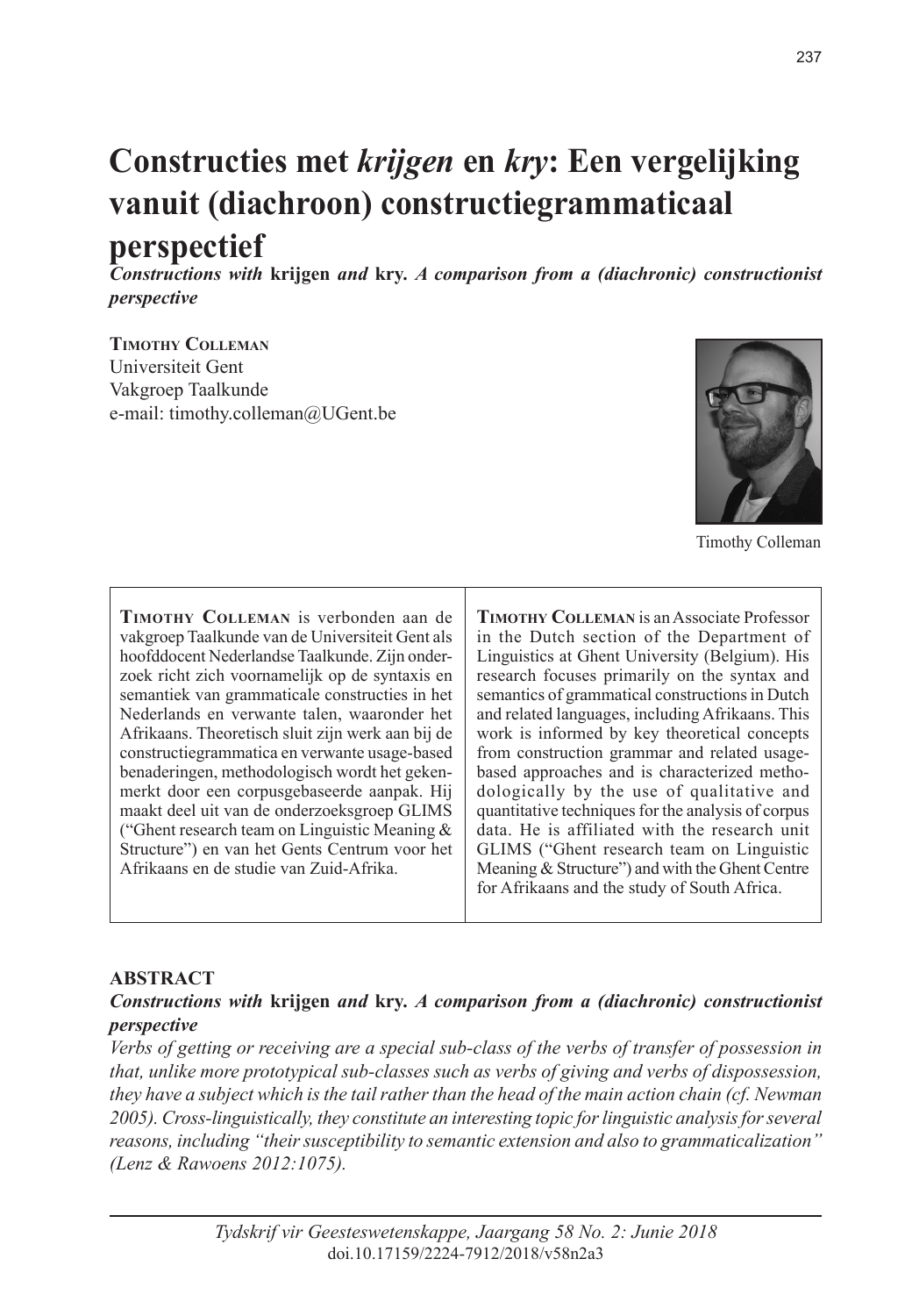# Constructies met *krijgen* en *kry*: Een vergelijking vanuit (diachroon) constructiegrammaticaal perspectief

***Constructions with* krijgen *and* kry. *A comparison from a (diachronic) constructionist perspective***

**Timothy Colleman**
Universiteit Gent
Vakgroep Taalkunde
e-mail: timothy.colleman@UGent.be

Timothy Colleman

**Timothy Colleman** is verbonden aan de vakgroep Taalkunde van de Universiteit Gent als hoofddocent Nederlandse Taalkunde. Zijn onderzoek richt zich voornamelijk op de syntaxis en semantiek van grammaticale constructies in het Nederlands en verwante talen, waaronder het Afrikaans. Theoretisch sluit zijn werk aan bij de constructiegrammatica en verwante usage-based benaderingen, methodologisch wordt het gekenmerkt door een corpusgebaseerde aanpak. Hij maakt deel uit van de onderzoeksgroep GLIMS ("Ghent research team on Linguistic Meaning & Structure") en van het Gents Centrum voor het Afrikaans en de studie van Zuid-Afrika.

**Timothy Colleman** is an Associate Professor in the Dutch section of the Department of Linguistics at Ghent University (Belgium). His research focuses primarily on the syntax and semantics of grammatical constructions in Dutch and related languages, including Afrikaans. This work is informed by key theoretical concepts from construction grammar and related usage-based approaches and is characterized methodologically by the use of qualitative and quantitative techniques for the analysis of corpus data. He is affiliated with the research unit GLIMS ("Ghent research team on Linguistic Meaning & Structure") and with the Ghent Centre for Afrikaans and the study of South Africa.

## ABSTRACT

***Constructions with* krijgen *and* kry. *A comparison from a (diachronic) constructionist perspective***

*Verbs of getting or receiving are a special sub-class of the verbs of transfer of possession in that, unlike more prototypical sub-classes such as verbs of giving and verbs of dispossession, they have a subject which is the tail rather than the head of the main action chain (cf. Newman 2005). Cross-linguistically, they constitute an interesting topic for linguistic analysis for several reasons, including "their susceptibility to semantic extension and also to grammaticalization" (Lenz & Rawoens 2012:1075).*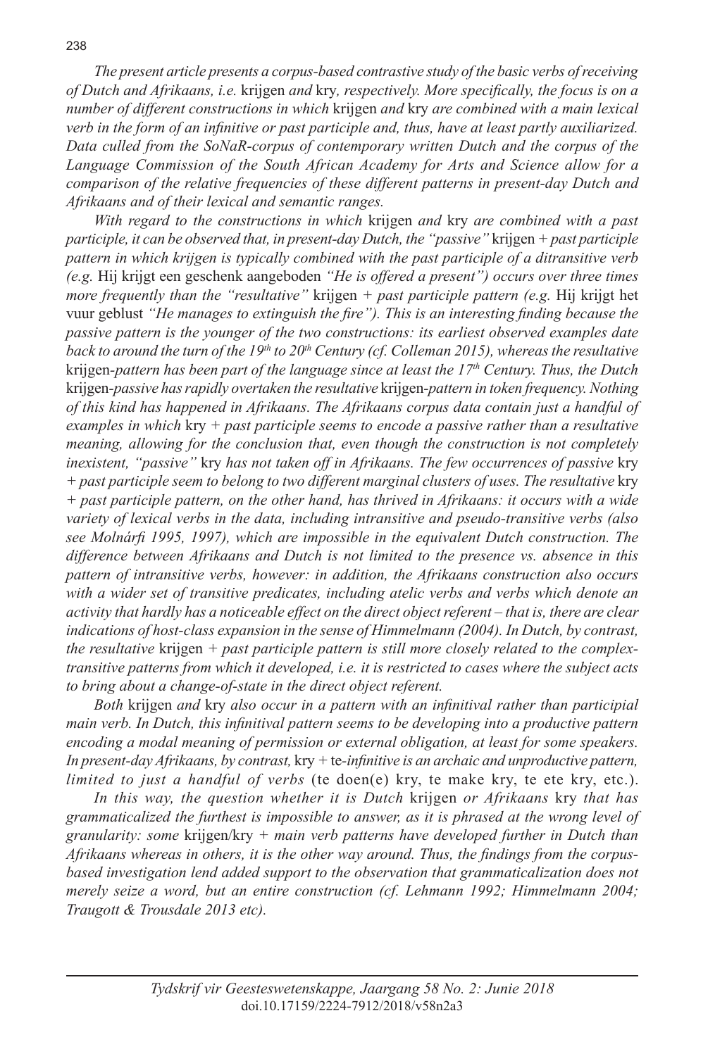*The present article presents a corpus-based contrastive study of the basic verbs of receiving of Dutch and Afrikaans, i.e.* krijgen *and* kry*, respectively. More specifically, the focus is on a number of different constructions in which* krijgen *and* kry *are combined with a main lexical verb in the form of an infinitive or past participle and, thus, have at least partly auxiliarized. Data culled from the SoNaR-corpus of contemporary written Dutch and the corpus of the Language Commission of the South African Academy for Arts and Science allow for a comparison of the relative frequencies of these different patterns in present-day Dutch and Afrikaans and of their lexical and semantic ranges.*

*With regard to the constructions in which* krijgen *and* kry *are combined with a past participle, it can be observed that, in present-day Dutch, the "passive"* krijgen *+ past participle pattern in which krijgen is typically combined with the past participle of a ditransitive verb (e.g.* Hij krijgt een geschenk aangeboden *"He is offered a present") occurs over three times more frequently than the "resultative"* krijgen *+ past participle pattern (e.g.* Hij krijgt het vuur geblust *"He manages to extinguish the fire"). This is an interesting finding because the passive pattern is the younger of the two constructions: its earliest observed examples date back to around the turn of the 19th to 20th Century (cf. Colleman 2015), whereas the resultative* krijgen*-pattern has been part of the language since at least the 17th Century. Thus, the Dutch* krijgen*-passive has rapidly overtaken the resultative* krijgen*-pattern in token frequency. Nothing of this kind has happened in Afrikaans. The Afrikaans corpus data contain just a handful of examples in which* kry *+ past participle seems to encode a passive rather than a resultative meaning, allowing for the conclusion that, even though the construction is not completely inexistent, "passive"* kry *has not taken off in Afrikaans. The few occurrences of passive* kry *+ past participle seem to belong to two different marginal clusters of uses. The resultative* kry *+ past participle pattern, on the other hand, has thrived in Afrikaans: it occurs with a wide variety of lexical verbs in the data, including intransitive and pseudo-transitive verbs (also see Molnárfi 1995, 1997), which are impossible in the equivalent Dutch construction. The difference between Afrikaans and Dutch is not limited to the presence vs. absence in this pattern of intransitive verbs, however: in addition, the Afrikaans construction also occurs with a wider set of transitive predicates, including atelic verbs and verbs which denote an activity that hardly has a noticeable effect on the direct object referent – that is, there are clear indications of host-class expansion in the sense of Himmelmann (2004). In Dutch, by contrast, the resultative* krijgen *+ past participle pattern is still more closely related to the complex-transitive patterns from which it developed, i.e. it is restricted to cases where the subject acts to bring about a change-of-state in the direct object referent.*

*Both* krijgen *and* kry *also occur in a pattern with an infinitival rather than participial main verb. In Dutch, this infinitival pattern seems to be developing into a productive pattern encoding a modal meaning of permission or external obligation, at least for some speakers. In present-day Afrikaans, by contrast,* kry *+* te*-infinitive is an archaic and unproductive pattern, limited to just a handful of verbs* (te doen(e) kry, te make kry, te ete kry, etc.).

*In this way, the question whether it is Dutch* krijgen *or Afrikaans* kry *that has grammaticalized the furthest is impossible to answer, as it is phrased at the wrong level of granularity: some* krijgen/kry *+ main verb patterns have developed further in Dutch than Afrikaans whereas in others, it is the other way around. Thus, the findings from the corpus-based investigation lend added support to the observation that grammaticalization does not merely seize a word, but an entire construction (cf. Lehmann 1992; Himmelmann 2004; Traugott & Trousdale 2013 etc).*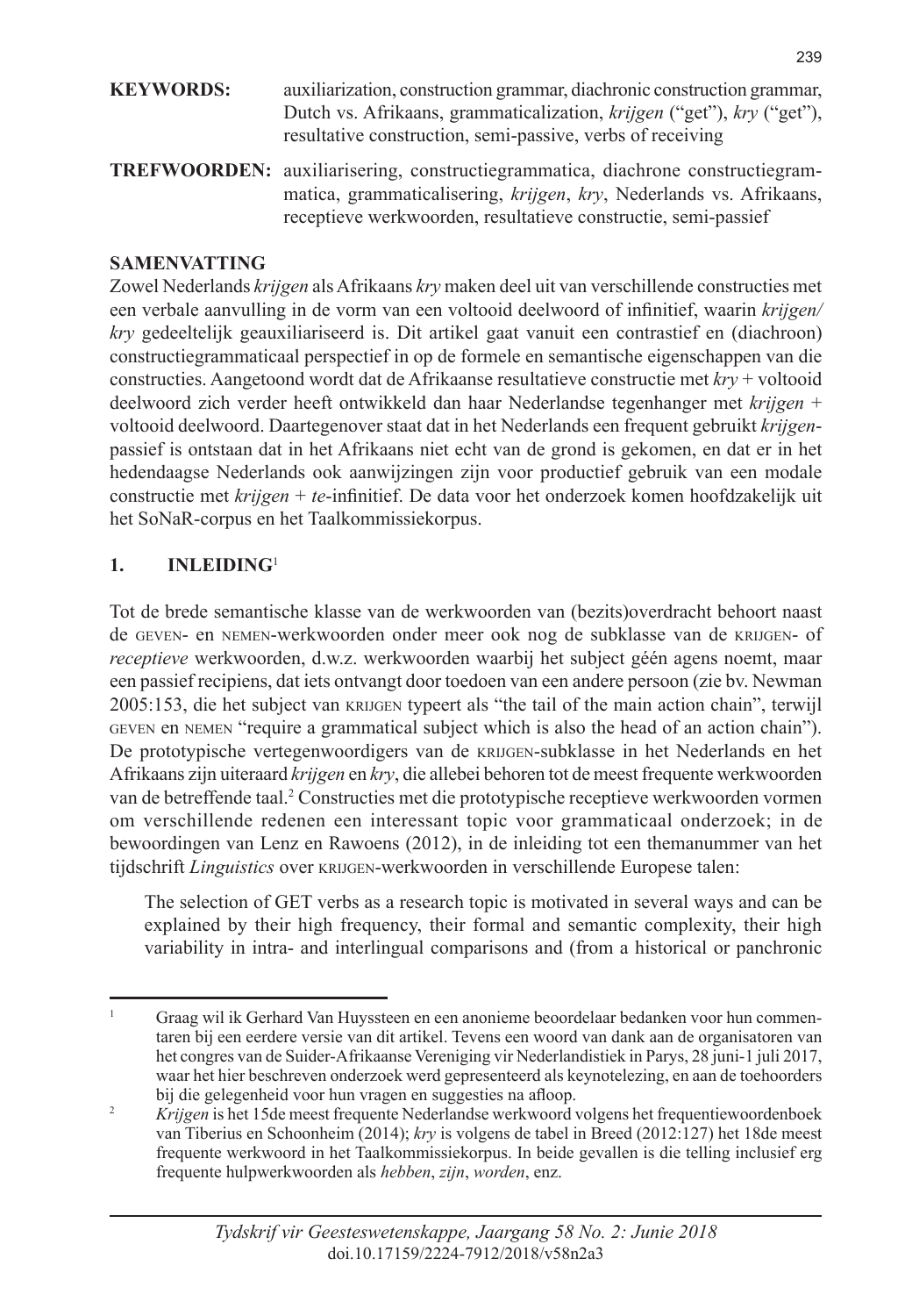**KEYWORDS:** auxiliarization, construction grammar, diachronic construction grammar, Dutch vs. Afrikaans, grammaticalization, *krijgen* ("get"), *kry* ("get"), resultative construction, semi-passive, verbs of receiving

**TREFWOORDEN:** auxiliarisering, constructiegrammatica, diachrone constructiegrammatica, grammaticalisering, *krijgen*, *kry*, Nederlands vs. Afrikaans, receptieve werkwoorden, resultatieve constructie, semi-passief

**SAMENVATTING**

Zowel Nederlands *krijgen* als Afrikaans *kry* maken deel uit van verschillende constructies met een verbale aanvulling in de vorm van een voltooid deelwoord of infinitief, waarin *krijgen/kry* gedeeltelijk geauxiliariseerd is. Dit artikel gaat vanuit een contrastief en (diachroon) constructiegrammaticaal perspectief in op de formele en semantische eigenschappen van die constructies. Aangetoond wordt dat de Afrikaanse resultatieve constructie met *kry* + voltooid deelwoord zich verder heeft ontwikkeld dan haar Nederlandse tegenhanger met *krijgen* + voltooid deelwoord. Daartegenover staat dat in het Nederlands een frequent gebruikt *krijgen*-passief is ontstaan dat in het Afrikaans niet echt van de grond is gekomen, en dat er in het hedendaagse Nederlands ook aanwijzingen zijn voor productief gebruik van een modale constructie met *krijgen* + *te*-infinitief. De data voor het onderzoek komen hoofdzakelijk uit het SoNaR-corpus en het Taalkommissiekorpus.

## 1. INLEIDING[1]

Tot de brede semantische klasse van de werkwoorden van (bezits)overdracht behoort naast de GEVEN- en NEMEN-werkwoorden onder meer ook nog de subklasse van de KRIJGEN- of *receptieve* werkwoorden, d.w.z. werkwoorden waarbij het subject géén agens noemt, maar een passief recipiens, dat iets ontvangt door toedoen van een andere persoon (zie bv. Newman 2005:153, die het subject van KRIJGEN typeert als "the tail of the main action chain", terwijl GEVEN en NEMEN "require a grammatical subject which is also the head of an action chain"). De prototypische vertegenwoordigers van de KRIJGEN-subklasse in het Nederlands en het Afrikaans zijn uiteraard *krijgen* en *kry*, die allebei behoren tot de meest frequente werkwoorden van de betreffende taal.[2] Constructies met die prototypische receptieve werkwoorden vormen om verschillende redenen een interessant topic voor grammaticaal onderzoek; in de bewoordingen van Lenz en Rawoens (2012), in de inleiding tot een themanummer van het tijdschrift *Linguistics* over KRIJGEN-werkwoorden in verschillende Europese talen:

> The selection of GET verbs as a research topic is motivated in several ways and can be explained by their high frequency, their formal and semantic complexity, their high variability in intra- and interlingual comparisons and (from a historical or panchronic

---

[1] Graag wil ik Gerhard Van Huyssteen en een anonieme beoordelaar bedanken voor hun commentaren bij een eerdere versie van dit artikel. Tevens een woord van dank aan de organisatoren van het congres van de Suider-Afrikaanse Vereniging vir Nederlandistiek in Parys, 28 juni-1 juli 2017, waar het hier beschreven onderzoek werd gepresenteerd als keynotelezing, en aan de toehoorders bij die gelegenheid voor hun vragen en suggesties na afloop.

[2] *Krijgen* is het 15de meest frequente Nederlandse werkwoord volgens het frequentiewoordenboek van Tiberius en Schoonheim (2014); *kry* is volgens de tabel in Breed (2012:127) het 18de meest frequente werkwoord in het Taalkommissiekorpus. In beide gevallen is die telling inclusief erg frequente hulpwerkwoorden als *hebben*, *zijn*, *worden*, enz.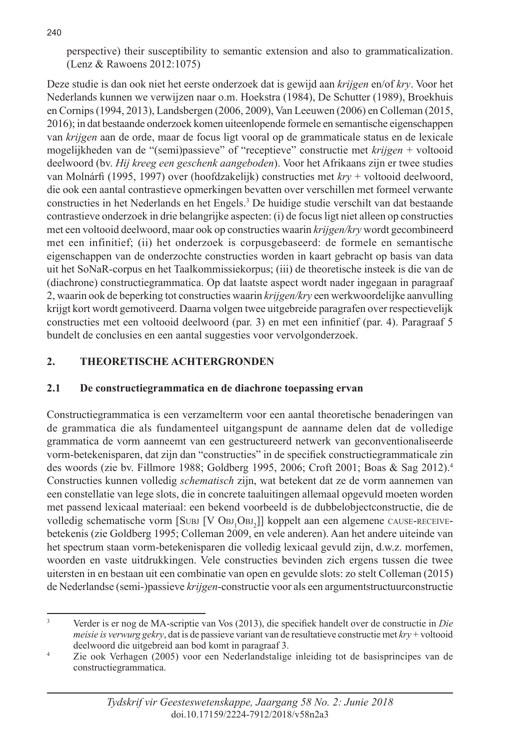perspective) their susceptibility to semantic extension and also to grammaticalization. (Lenz & Rawoens 2012:1075)

Deze studie is dan ook niet het eerste onderzoek dat is gewijd aan *krijgen* en/of *kry*. Voor het Nederlands kunnen we verwijzen naar o.m. Hoekstra (1984), De Schutter (1989), Broekhuis en Cornips (1994, 2013), Landsbergen (2006, 2009), Van Leeuwen (2006) en Colleman (2015, 2016); in dat bestaande onderzoek komen uiteenlopende formele en semantische eigenschappen van *krijgen* aan de orde, maar de focus ligt vooral op de grammaticale status en de lexicale mogelijkheden van de "(semi)passieve" of "receptieve" constructie met *krijgen* + voltooid deelwoord (bv. *Hij kreeg een geschenk aangeboden*). Voor het Afrikaans zijn er twee studies van Molnárfi (1995, 1997) over (hoofdzakelijk) constructies met *kry* + voltooid deelwoord, die ook een aantal contrastieve opmerkingen bevatten over verschillen met formeel verwante constructies in het Nederlands en het Engels.[3] De huidige studie verschilt van dat bestaande contrastieve onderzoek in drie belangrijke aspecten: (i) de focus ligt niet alleen op constructies met een voltooid deelwoord, maar ook op constructies waarin *krijgen/kry* wordt gecombineerd met een infinitief; (ii) het onderzoek is corpusgebaseerd: de formele en semantische eigenschappen van de onderzochte constructies worden in kaart gebracht op basis van data uit het SoNaR-corpus en het Taalkommissiekorpus; (iii) de theoretische insteek is die van de (diachrone) constructiegrammatica. Op dat laatste aspect wordt nader ingegaan in paragraaf 2, waarin ook de beperking tot constructies waarin *krijgen/kry* een werkwoordelijke aanvulling krijgt kort wordt gemotiveerd. Daarna volgen twee uitgebreide paragrafen over respectievelijk constructies met een voltooid deelwoord (par. 3) en met een infinitief (par. 4). Paragraaf 5 bundelt de conclusies en een aantal suggesties voor vervolgonderzoek.

## 2. THEORETISCHE ACHTERGRONDEN

### 2.1 De constructiegrammatica en de diachrone toepassing ervan

Constructiegrammatica is een verzamelterm voor een aantal theoretische benaderingen van de grammatica die als fundamenteel uitgangspunt de aanname delen dat de volledige grammatica de vorm aanneemt van een gestructureerd netwerk van geconventionaliseerde vorm-betekenisparen, dat zijn dan "constructies" in de specifiek constructiegrammaticale zin des woords (zie bv. Fillmore 1988; Goldberg 1995, 2006; Croft 2001; Boas & Sag 2012).[4] Constructies kunnen volledig *schematisch* zijn, wat betekent dat ze de vorm aannemen van een constellatie van lege slots, die in concrete taaluitingen allemaal opgevuld moeten worden met passend lexicaal materiaal: een bekend voorbeeld is de dubbelobjectconstructie, die de volledig schematische vorm [SUBJ [V $\text{OBJ}_1\text{OBJ}_2$]] koppelt aan een algemene CAUSE-RECEIVE-betekenis (zie Goldberg 1995; Colleman 2009, en vele anderen). Aan het andere uiteinde van het spectrum staan vorm-betekenisparen die volledig lexicaal gevuld zijn, d.w.z. morfemen, woorden en vaste uitdrukkingen. Vele constructies bevinden zich ergens tussen die twee uitersten in en bestaan uit een combinatie van open en gevulde slots: zo stelt Colleman (2015) de Nederlandse (semi-)passieve *krijgen*-constructie voor als een argumentstructuurconstructie

---

[3] Verder is er nog de MA-scriptie van Vos (2013), die specifiek handelt over de constructie in *Die meisie is verwurg gekry*, dat is de passieve variant van de resultatieve constructie met *kry* + voltooid deelwoord die uitgebreid aan bod komt in paragraaf 3.

[4] Zie ook Verhagen (2005) voor een Nederlandstalige inleiding tot de basisprincipes van de constructiegrammatica.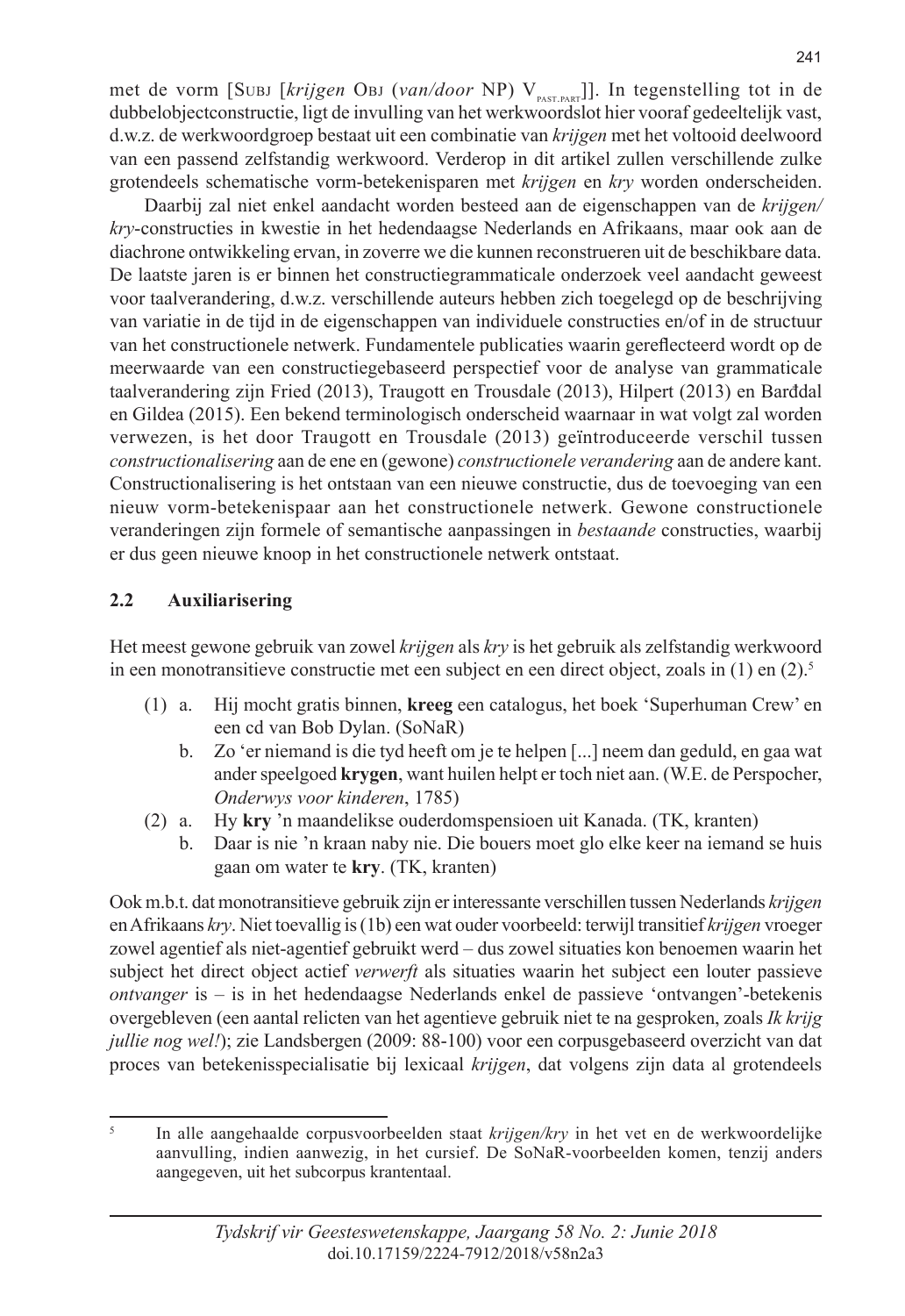met de vorm [SUBJ [*krijgen* OBJ (*van/door* NP) $V_{PAST.PART}$]]. In tegenstelling tot in de dubbelobjectconstructie, ligt de invulling van het werkwoordslot hier vooraf gedeeltelijk vast, d.w.z. de werkwoordgroep bestaat uit een combinatie van *krijgen* met het voltooid deelwoord van een passend zelfstandig werkwoord. Verderop in dit artikel zullen verschillende zulke grotendeels schematische vorm-betekenisparen met *krijgen* en *kry* worden onderscheiden.

Daarbij zal niet enkel aandacht worden besteed aan de eigenschappen van de *krijgen/kry*-constructies in kwestie in het hedendaagse Nederlands en Afrikaans, maar ook aan de diachrone ontwikkeling ervan, in zoverre we die kunnen reconstrueren uit de beschikbare data. De laatste jaren is er binnen het constructiegrammaticale onderzoek veel aandacht geweest voor taalverandering, d.w.z. verschillende auteurs hebben zich toegelegd op de beschrijving van variatie in de tijd in de eigenschappen van individuele constructies en/of in de structuur van het constructionele netwerk. Fundamentele publicaties waarin gereflecteerd wordt op de meerwaarde van een constructiegebaseerd perspectief voor de analyse van grammaticale taalverandering zijn Fried (2013), Traugott en Trousdale (2013), Hilpert (2013) en Barđdal en Gildea (2015). Een bekend terminologisch onderscheid waarnaar in wat volgt zal worden verwezen, is het door Traugott en Trousdale (2013) geïntroduceerde verschil tussen *constructionalisering* aan de ene en (gewone) *constructionele verandering* aan de andere kant. Constructionalisering is het ontstaan van een nieuwe constructie, dus de toevoeging van een nieuw vorm-betekenispaar aan het constructionele netwerk. Gewone constructionele veranderingen zijn formele of semantische aanpassingen in *bestaande* constructies, waarbij er dus geen nieuwe knoop in het constructionele netwerk ontstaat.

## 2.2 Auxiliarisering

Het meest gewone gebruik van zowel *krijgen* als *kry* is het gebruik als zelfstandig werkwoord in een monotransitieve constructie met een subject en een direct object, zoals in (1) en (2).[5]

(1) a. Hij mocht gratis binnen, **kreeg** een catalogus, het boek 'Superhuman Crew' en een cd van Bob Dylan. (SoNaR)

b. Zo 'er niemand is die tyd heeft om je te helpen [...] neem dan geduld, en gaa wat ander speelgoed **krygen**, want huilen helpt er toch niet aan. (W.E. de Perspocher, *Onderwys voor kinderen*, 1785)

(2) a. Hy **kry** 'n maandelikse ouderdomspensioen uit Kanada. (TK, kranten)

b. Daar is nie 'n kraan naby nie. Die bouers moet glo elke keer na iemand se huis gaan om water te **kry**. (TK, kranten)

Ook m.b.t. dat monotransitieve gebruik zijn er interessante verschillen tussen Nederlands *krijgen* en Afrikaans *kry*. Niet toevallig is (1b) een wat ouder voorbeeld: terwijl transitief *krijgen* vroeger zowel agentief als niet-agentief gebruikt werd – dus zowel situaties kon benoemen waarin het subject het direct object actief *verwerft* als situaties waarin het subject een louter passieve *ontvanger* is – is in het hedendaagse Nederlands enkel de passieve 'ontvangen'-betekenis overgebleven (een aantal relicten van het agentieve gebruik niet te na gesproken, zoals *Ik krijg jullie nog wel!*); zie Landsbergen (2009: 88-100) voor een corpusgebaseerd overzicht van dat proces van betekenisspecialisatie bij lexicaal *krijgen*, dat volgens zijn data al grotendeels

[5] In alle aangehaalde corpusvoorbeelden staat *krijgen/kry* in het vet en de werkwoordelijke aanvulling, indien aanwezig, in het cursief. De SoNaR-voorbeelden komen, tenzij anders aangegeven, uit het subcorpus krantentaal.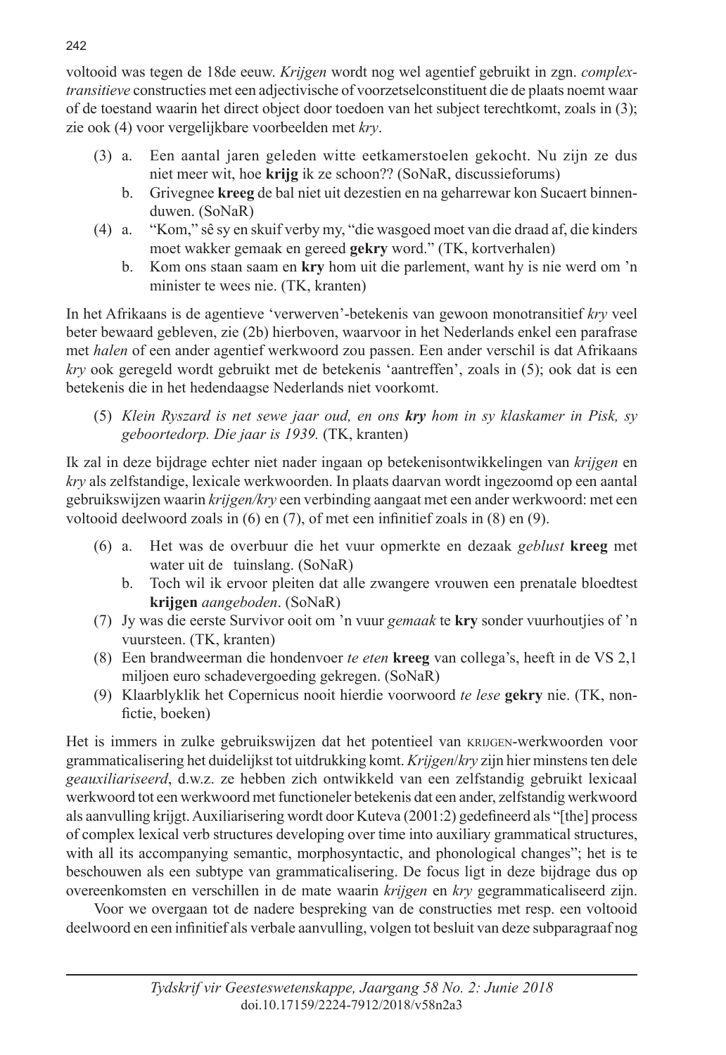voltooid was tegen de 18de eeuw. *Krijgen* wordt nog wel agentief gebruikt in zgn. *complex-transitieve* constructies met een adjectivische of voorzetselconstituent die de plaats noemt waar of de toestand waarin het direct object door toedoen van het subject terechtkomt, zoals in (3); zie ook (4) voor vergelijkbare voorbeelden met *kry*.

(3) a. Een aantal jaren geleden witte eetkamerstoelen gekocht. Nu zijn ze dus niet meer wit, hoe **krijg** ik ze schoon?? (SoNaR, discussieforums)

b. Grivegnee **kreeg** de bal niet uit dezestien en na geharrewar kon Sucaert binnenduwen. (SoNaR)

(4) a. "Kom," sê sy en skuif verby my, "die wasgoed moet van die draad af, die kinders moet wakker gemaak en gereed **gekry** word." (TK, kortverhalen)

b. Kom ons staan saam en **kry** hom uit die parlement, want hy is nie werd om 'n minister te wees nie. (TK, kranten)

In het Afrikaans is de agentieve 'verwerven'-betekenis van gewoon monotransitief *kry* veel beter bewaard gebleven, zie (2b) hierboven, waarvoor in het Nederlands enkel een parafrase met *halen* of een ander agentief werkwoord zou passen. Een ander verschil is dat Afrikaans *kry* ook geregeld wordt gebruikt met de betekenis 'aantreffen', zoals in (5); ook dat is een betekenis die in het hedendaagse Nederlands niet voorkomt.

(5) *Klein Ryszard is net sewe jaar oud, en ons **kry** hom in sy klaskamer in Pisk, sy geboortedorp. Die jaar is 1939.* (TK, kranten)

Ik zal in deze bijdrage echter niet nader ingaan op betekenisontwikkelingen van *krijgen* en *kry* als zelfstandige, lexicale werkwoorden. In plaats daarvan wordt ingezoomd op een aantal gebruikswijzen waarin *krijgen/kry* een verbinding aangaat met een ander werkwoord: met een voltooid deelwoord zoals in (6) en (7), of met een infinitief zoals in (8) en (9).

(6) a. Het was de overbuur die het vuur opmerkte en dezaak *geblust* **kreeg** met water uit de tuinslang. (SoNaR)

b. Toch wil ik ervoor pleiten dat alle zwangere vrouwen een prenatale bloedtest **krijgen** *aangeboden*. (SoNaR)

(7) Jy was die eerste Survivor ooit om 'n vuur *gemaak* te **kry** sonder vuurhoutjies of 'n vuursteen. (TK, kranten)

(8) Een brandweerman die hondenvoer *te eten* **kreeg** van collega's, heeft in de VS 2,1 miljoen euro schadevergoeding gekregen. (SoNaR)

(9) Klaarblyklik het Copernicus nooit hierdie voorwoord *te lese* **gekry** nie. (TK, non-fictie, boeken)

Het is immers in zulke gebruikswijzen dat het potentieel van KRIJGEN-werkwoorden voor grammaticalisering het duidelijkst tot uitdrukking komt. *Krijgen*/*kry* zijn hier minstens ten dele *geauxiliariseerd*, d.w.z. ze hebben zich ontwikkeld van een zelfstandig gebruikt lexicaal werkwoord tot een werkwoord met functioneler betekenis dat een ander, zelfstandig werkwoord als aanvulling krijgt. Auxiliarisering wordt door Kuteva (2001:2) gedefinieerd als "[the] process of complex lexical verb structures developing over time into auxiliary grammatical structures, with all its accompanying semantic, morphosyntactic, and phonological changes"; het is te beschouwen als een subtype van grammaticalisering. De focus ligt in deze bijdrage dus op overeenkomsten en verschillen in de mate waarin *krijgen* en *kry* gegrammaticaliseerd zijn.

Voor we overgaan tot de nadere bespreking van de constructies met resp. een voltooid deelwoord en een infinitief als verbale aanvulling, volgen tot besluit van deze subparagraaf nog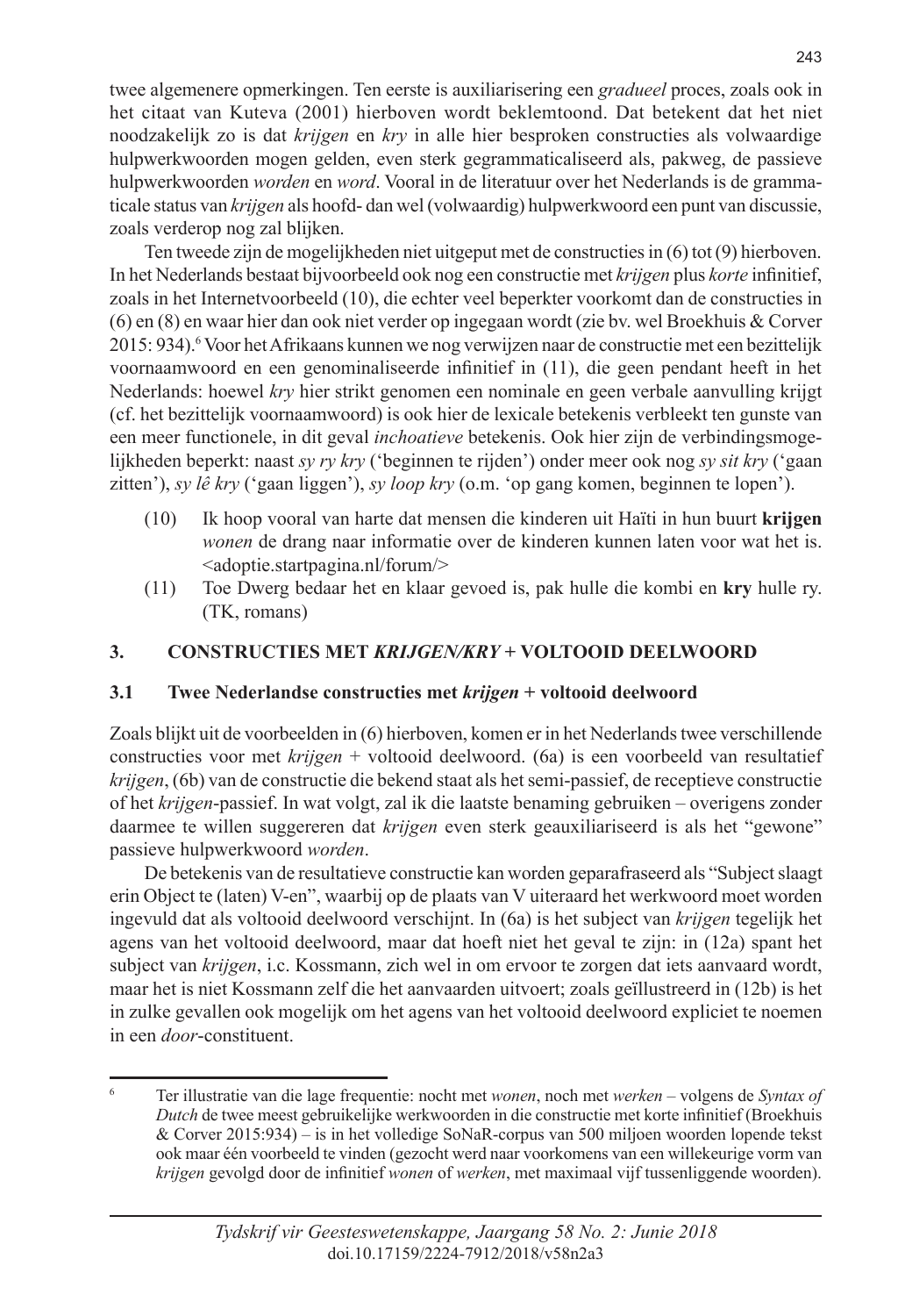twee algemenere opmerkingen. Ten eerste is auxiliarisering een *gradueel* proces, zoals ook in het citaat van Kuteva (2001) hierboven wordt beklemtoond. Dat betekent dat het niet noodzakelijk zo is dat *krijgen* en *kry* in alle hier besproken constructies als volwaardige hulpwerkwoorden mogen gelden, even sterk gegrammaticaliseerd als, pakweg, de passieve hulpwerkwoorden *worden* en *word*. Vooral in de literatuur over het Nederlands is de grammaticale status van *krijgen* als hoofd- dan wel (volwaardig) hulpwerkwoord een punt van discussie, zoals verderop nog zal blijken.

Ten tweede zijn de mogelijkheden niet uitgeput met de constructies in (6) tot (9) hierboven. In het Nederlands bestaat bijvoorbeeld ook nog een constructie met *krijgen* plus *korte* infinitief, zoals in het Internetvoorbeeld (10), die echter veel beperkter voorkomt dan de constructies in (6) en (8) en waar hier dan ook niet verder op ingegaan wordt (zie bv. wel Broekhuis & Corver 2015: 934).[6] Voor het Afrikaans kunnen we nog verwijzen naar de constructie met een bezittelijk voornaamwoord en een genominaliseerde infinitief in (11), die geen pendant heeft in het Nederlands: hoewel *kry* hier strikt genomen een nominale en geen verbale aanvulling krijgt (cf. het bezittelijk voornaamwoord) is ook hier de lexicale betekenis verbleekt ten gunste van een meer functionele, in dit geval *inchoatieve* betekenis. Ook hier zijn de verbindingsmogelijkheden beperkt: naast *sy ry kry* ('beginnen te rijden') onder meer ook nog *sy sit kry* ('gaan zitten'), *sy lê kry* ('gaan liggen'), *sy loop kry* (o.m. 'op gang komen, beginnen te lopen').

(10) Ik hoop vooral van harte dat mensen die kinderen uit Haïti in hun buurt **krijgen** *wonen* de drang naar informatie over de kinderen kunnen laten voor wat het is. <adoptie.startpagina.nl/forum/>

(11) Toe Dwerg bedaar het en klaar gevoed is, pak hulle die kombi en **kry** hulle ry. (TK, romans)

## 3. CONSTRUCTIES MET *KRIJGEN/KRY* + VOLTOOID DEELWOORD

### 3.1 Twee Nederlandse constructies met *krijgen* + voltooid deelwoord

Zoals blijkt uit de voorbeelden in (6) hierboven, komen er in het Nederlands twee verschillende constructies voor met *krijgen* + voltooid deelwoord. (6a) is een voorbeeld van resultatief *krijgen*, (6b) van de constructie die bekend staat als het semi-passief, de receptieve constructie of het *krijgen*-passief. In wat volgt, zal ik die laatste benaming gebruiken – overigens zonder daarmee te willen suggereren dat *krijgen* even sterk geauxiliariseerd is als het "gewone" passieve hulpwerkwoord *worden*.

De betekenis van de resultatieve constructie kan worden geparafraseerd als "Subject slaagt erin Object te (laten) V-en", waarbij op de plaats van V uiteraard het werkwoord moet worden ingevuld dat als voltooid deelwoord verschijnt. In (6a) is het subject van *krijgen* tegelijk het agens van het voltooid deelwoord, maar dat hoeft niet het geval te zijn: in (12a) spant het subject van *krijgen*, i.c. Kossmann, zich wel in om ervoor te zorgen dat iets aanvaard wordt, maar het is niet Kossmann zelf die het aanvaarden uitvoert; zoals geïllustreerd in (12b) is het in zulke gevallen ook mogelijk om het agens van het voltooid deelwoord expliciet te noemen in een *door*-constituent.

---

[6] Ter illustratie van die lage frequentie: nocht met *wonen*, noch met *werken* – volgens de *Syntax of Dutch* de twee meest gebruikelijke werkwoorden in die constructie met korte infinitief (Broekhuis & Corver 2015:934) – is in het volledige SoNaR-corpus van 500 miljoen woorden lopende tekst ook maar één voorbeeld te vinden (gezocht werd naar voorkomens van een willekeurige vorm van *krijgen* gevolgd door de infinitief *wonen* of *werken*, met maximaal vijf tussenliggende woorden).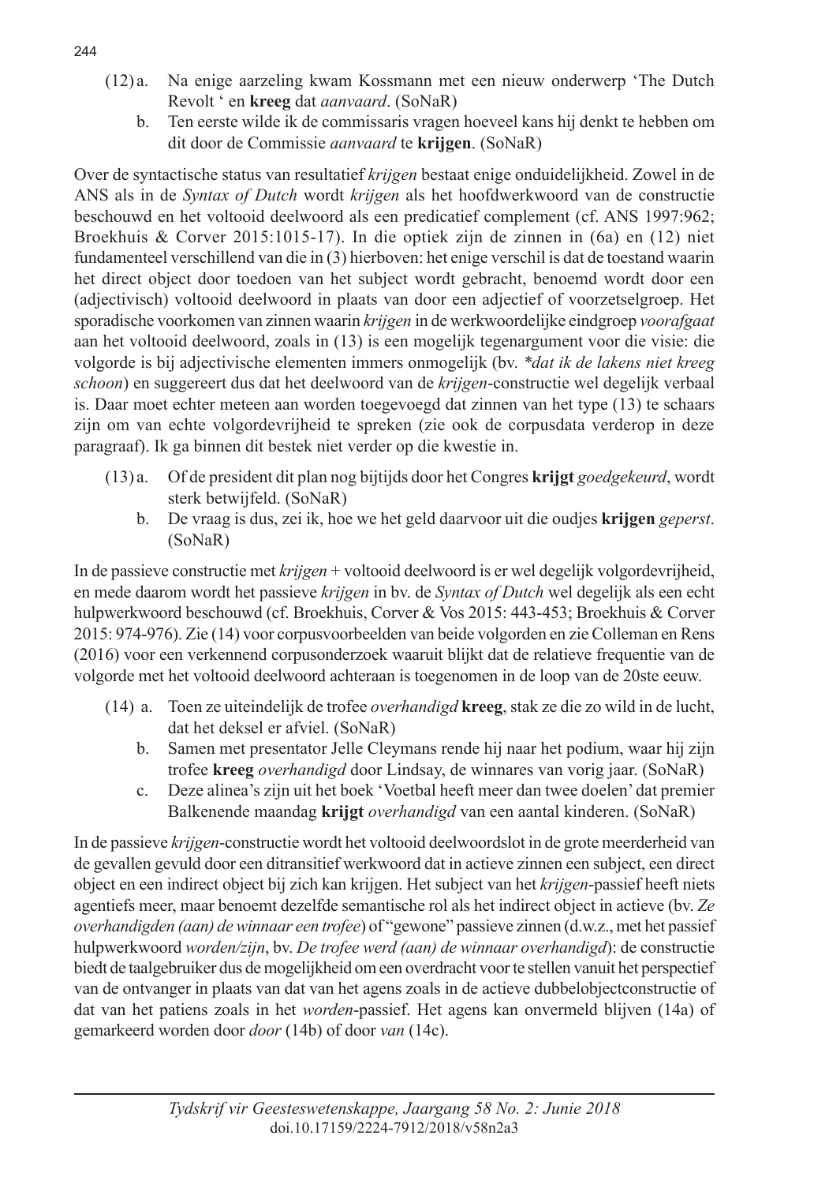(12) a. Na enige aarzeling kwam Kossmann met een nieuw onderwerp 'The Dutch Revolt ' en **kreeg** dat *aanvaard*. (SoNaR)

b. Ten eerste wilde ik de commissaris vragen hoeveel kans hij denkt te hebben om dit door de Commissie *aanvaard* te **krijgen**. (SoNaR)

Over de syntactische status van resultatief *krijgen* bestaat enige onduidelijkheid. Zowel in de ANS als in de *Syntax of Dutch* wordt *krijgen* als het hoofdwerkwoord van de constructie beschouwd en het voltooid deelwoord als een predicatief complement (cf. ANS 1997:962; Broekhuis & Corver 2015:1015-17). In die optiek zijn de zinnen in (6a) en (12) niet fundamenteel verschillend van die in (3) hierboven: het enige verschil is dat de toestand waarin het direct object door toedoen van het subject wordt gebracht, benoemd wordt door een (adjectivisch) voltooid deelwoord in plaats van door een adjectief of voorzetselgroep. Het sporadische voorkomen van zinnen waarin *krijgen* in de werkwoordelijke eindgroep *voorafgaat* aan het voltooid deelwoord, zoals in (13) is een mogelijk tegenargument voor die visie: die volgorde is bij adjectivische elementen immers onmogelijk (bv. *\*dat ik de lakens niet kreeg schoon*) en suggereert dus dat het deelwoord van de *krijgen*-constructie wel degelijk verbaal is. Daar moet echter meteen aan worden toegevoegd dat zinnen van het type (13) te schaars zijn om van echte volgordevrijheid te spreken (zie ook de corpusdata verderop in deze paragraaf). Ik ga binnen dit bestek niet verder op die kwestie in.

(13) a. Of de president dit plan nog bijtijds door het Congres **krijgt** *goedgekeurd*, wordt sterk betwijfeld. (SoNaR)

b. De vraag is dus, zei ik, hoe we het geld daarvoor uit die oudjes **krijgen** *geperst*. (SoNaR)

In de passieve constructie met *krijgen* + voltooid deelwoord is er wel degelijk volgordevrijheid, en mede daarom wordt het passieve *krijgen* in bv. de *Syntax of Dutch* wel degelijk als een echt hulpwerkwoord beschouwd (cf. Broekhuis, Corver & Vos 2015: 443-453; Broekhuis & Corver 2015: 974-976). Zie (14) voor corpusvoorbeelden van beide volgorden en zie Colleman en Rens (2016) voor een verkennend corpusonderzoek waaruit blijkt dat de relatieve frequentie van de volgorde met het voltooid deelwoord achteraan is toegenomen in de loop van de 20ste eeuw.

(14) a. Toen ze uiteindelijk de trofee *overhandigd* **kreeg**, stak ze die zo wild in de lucht, dat het deksel er afviel. (SoNaR)

b. Samen met presentator Jelle Cleymans rende hij naar het podium, waar hij zijn trofee **kreeg** *overhandigd* door Lindsay, de winnares van vorig jaar. (SoNaR)

c. Deze alinea's zijn uit het boek 'Voetbal heeft meer dan twee doelen' dat premier Balkenende maandag **krijgt** *overhandigd* van een aantal kinderen. (SoNaR)

In de passieve *krijgen*-constructie wordt het voltooid deelwoordslot in de grote meerderheid van de gevallen gevuld door een ditransitief werkwoord dat in actieve zinnen een subject, een direct object en een indirect object bij zich kan krijgen. Het subject van het *krijgen*-passief heeft niets agentiefs meer, maar benoemt dezelfde semantische rol als het indirect object in actieve (bv. *Ze overhandigden (aan) de winnaar een trofee*) of "gewone" passieve zinnen (d.w.z., met het passief hulpwerkwoord *worden/zijn*, bv. *De trofee werd (aan) de winnaar overhandigd*): de constructie biedt de taalgebruiker dus de mogelijkheid om een overdracht voor te stellen vanuit het perspectief van de ontvanger in plaats van dat van het agens zoals in de actieve dubbelobjectconstructie of dat van het patiens zoals in het *worden*-passief. Het agens kan onvermeld blijven (14a) of gemarkeerd worden door *door* (14b) of door *van* (14c).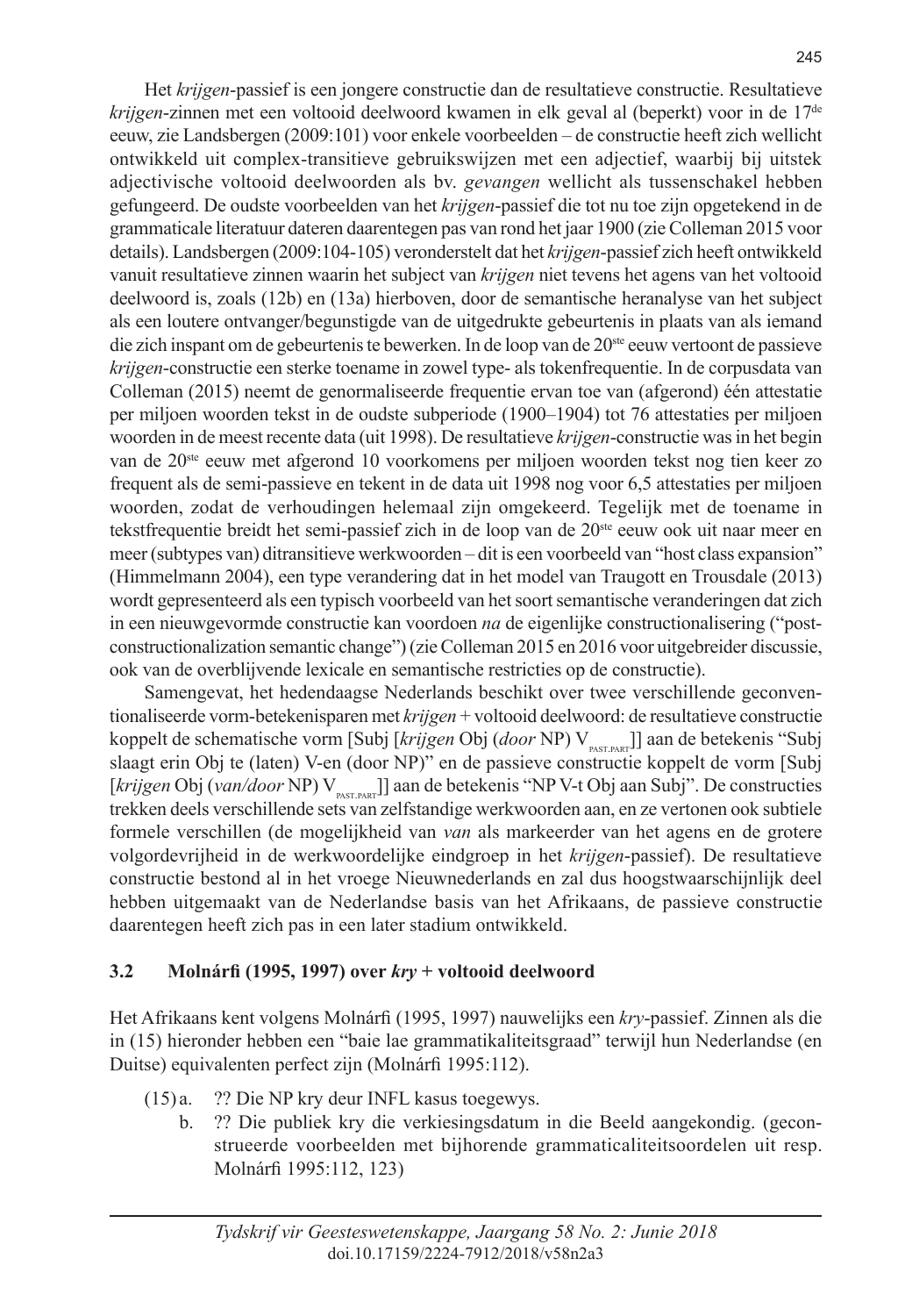Het *krijgen*-passief is een jongere constructie dan de resultatieve constructie. Resultatieve *krijgen*-zinnen met een voltooid deelwoord kwamen in elk geval al (beperkt) voor in de 17[de] eeuw, zie Landsbergen (2009:101) voor enkele voorbeelden – de constructie heeft zich wellicht ontwikkeld uit complex-transitieve gebruikswijzen met een adjectief, waarbij bij uitstek adjectivische voltooid deelwoorden als bv. *gevangen* wellicht als tussenschakel hebben gefungeerd. De oudste voorbeelden van het *krijgen*-passief die tot nu toe zijn opgetekend in de grammaticale literatuur dateren daarentegen pas van rond het jaar 1900 (zie Colleman 2015 voor details). Landsbergen (2009:104-105) veronderstelt dat het *krijgen*-passief zich heeft ontwikkeld vanuit resultatieve zinnen waarin het subject van *krijgen* niet tevens het agens van het voltooid deelwoord is, zoals (12b) en (13a) hierboven, door de semantische heranalyse van het subject als een loutere ontvanger/begunstigde van de uitgedrukte gebeurtenis in plaats van als iemand die zich inspant om de gebeurtenis te bewerken. In de loop van de 20[ste] eeuw vertoont de passieve *krijgen*-constructie een sterke toename in zowel type- als tokenfrequentie. In de corpusdata van Colleman (2015) neemt de genormaliseerde frequentie ervan toe van (afgerond) één attestatie per miljoen woorden tekst in de oudste subperiode (1900–1904) tot 76 attestaties per miljoen woorden in de meest recente data (uit 1998). De resultatieve *krijgen*-constructie was in het begin van de 20[ste] eeuw met afgerond 10 voorkomens per miljoen woorden tekst nog tien keer zo frequent als de semi-passieve en tekent in de data uit 1998 nog voor 6,5 attestaties per miljoen woorden, zodat de verhoudingen helemaal zijn omgekeerd. Tegelijk met de toename in tekstfrequentie breidt het semi-passief zich in de loop van de 20[ste] eeuw ook uit naar meer en meer (subtypes van) ditransitieve werkwoorden – dit is een voorbeeld van "host class expansion" (Himmelmann 2004), een type verandering dat in het model van Traugott en Trousdale (2013) wordt gepresenteerd als een typisch voorbeeld van het soort semantische veranderingen dat zich in een nieuwgevormde constructie kan voordoen *na* de eigenlijke constructionalisering ("post-constructionalization semantic change") (zie Colleman 2015 en 2016 voor uitgebreider discussie, ook van de overblijvende lexicale en semantische restricties op de constructie).

Samengevat, het hedendaagse Nederlands beschikt over twee verschillende geconventionaliseerde vorm-betekenisparen met *krijgen* + voltooid deelwoord: de resultatieve constructie koppelt de schematische vorm [Subj [*krijgen* Obj (*door* NP) $\mathrm{V}_{\text{PAST.PART}}$]] aan de betekenis "Subj slaagt erin Obj te (laten) V-en (door NP)" en de passieve constructie koppelt de vorm [Subj [*krijgen* Obj (*van/door* NP) $\mathrm{V}_{\text{PAST.PART}}$]] aan de betekenis "NP V-t Obj aan Subj". De constructies trekken deels verschillende sets van zelfstandige werkwoorden aan, en ze vertonen ook subtiele formele verschillen (de mogelijkheid van *van* als markeerder van het agens en de grotere volgordevrijheid in de werkwoordelijke eindgroep in het *krijgen*-passief). De resultatieve constructie bestond al in het vroege Nieuwnederlands en zal dus hoogstwaarschijnlijk deel hebben uitgemaakt van de Nederlandse basis van het Afrikaans, de passieve constructie daarentegen heeft zich pas in een later stadium ontwikkeld.

### 3.2 Molnárfi (1995, 1997) over *kry* + voltooid deelwoord

Het Afrikaans kent volgens Molnárfi (1995, 1997) nauwelijks een *kry*-passief. Zinnen als die in (15) hieronder hebben een "baie lae grammatikaliteitsgraad" terwijl hun Nederlandse (en Duitse) equivalenten perfect zijn (Molnárfi 1995:112).

(15) a. ?? Die NP kry deur INFL kasus toegewys.
 b. ?? Die publiek kry die verkiesingsdatum in die Beeld aangekondig. (geconstrueerde voorbeelden met bijhorende grammaticaliteitsoordelen uit resp. Molnárfi 1995:112, 123)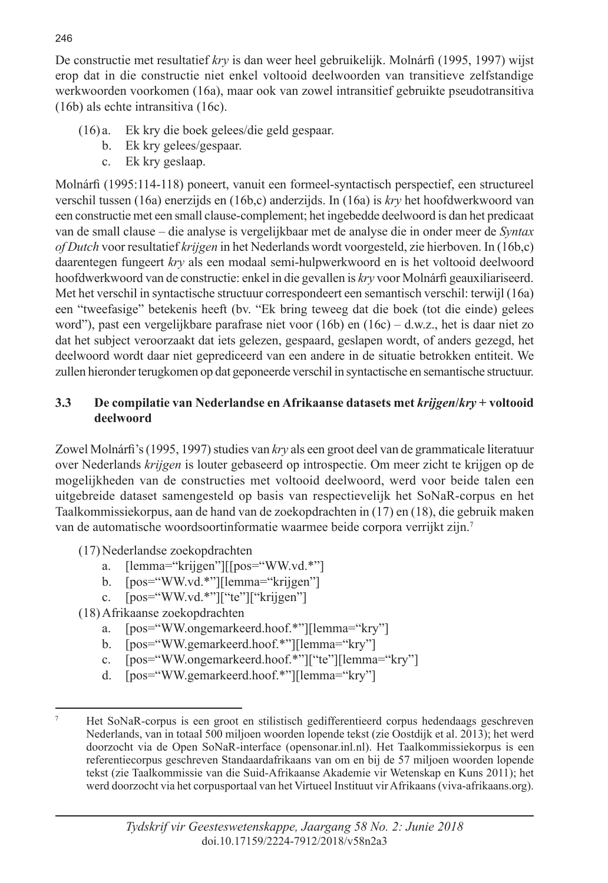De constructie met resultatief *kry* is dan weer heel gebruikelijk. Molnárfi (1995, 1997) wijst erop dat in die constructie niet enkel voltooid deelwoorden van transitieve zelfstandige werkwoorden voorkomen (16a), maar ook van zowel intransitief gebruikte pseudotransitiva (16b) als echte intransitiva (16c).

(16) a. Ek kry die boek gelees/die geld gespaar.
  b. Ek kry gelees/gespaar.
  c. Ek kry geslaap.

Molnárfi (1995:114-118) poneert, vanuit een formeel-syntactisch perspectief, een structureel verschil tussen (16a) enerzijds en (16b,c) anderzijds. In (16a) is *kry* het hoofdwerkwoord van een constructie met een small clause-complement; het ingebedde deelwoord is dan het predicaat van de small clause – die analyse is vergelijkbaar met de analyse die in onder meer de *Syntax of Dutch* voor resultatief *krijgen* in het Nederlands wordt voorgesteld, zie hierboven. In (16b,c) daarentegen fungeert *kry* als een modaal semi-hulpwerkwoord en is het voltooid deelwoord hoofdwerkwoord van de constructie: enkel in die gevallen is *kry* voor Molnárfi geauxiliariseerd. Met het verschil in syntactische structuur correspondeert een semantisch verschil: terwijl (16a) een "tweefasige" betekenis heeft (bv. "Ek bring teweeg dat die boek (tot die einde) gelees word"), past een vergelijkbare parafrase niet voor (16b) en (16c) – d.w.z., het is daar niet zo dat het subject veroorzaakt dat iets gelezen, gespaard, geslapen wordt, of anders gezegd, het deelwoord wordt daar niet gepredicieerd van een andere in de situatie betrokken entiteit. We zullen hieronder terugkomen op dat geponeerde verschil in syntactische en semantische structuur.

### 3.3 De compilatie van Nederlandse en Afrikaanse datasets met *krijgen/kry* + voltooid deelwoord

Zowel Molnárfi's (1995, 1997) studies van *kry* als een groot deel van de grammaticale literatuur over Nederlands *krijgen* is louter gebaseerd op introspectie. Om meer zicht te krijgen op de mogelijkheden van de constructies met voltooid deelwoord, werd voor beide talen een uitgebreide dataset samengesteld op basis van respectievelijk het SoNaR-corpus en het Taalkommissiekorpus, aan de hand van de zoekopdrachten in (17) en (18), die gebruik maken van de automatische woordsoortinformatie waarmee beide corpora verrijkt zijn.[7]

(17) Nederlandse zoekopdrachten
  a. [lemma="krijgen"][[pos="WW.vd.*"]
  b. [pos="WW.vd.*"][lemma="krijgen"]
  c. [pos="WW.vd.*"]["te"]["krijgen"]

(18) Afrikaanse zoekopdrachten
  a. [pos="WW.ongemarkeerd.hoof.*"][lemma="kry"]
  b. [pos="WW.gemarkeerd.hoof.*"][lemma="kry"]
  c. [pos="WW.ongemarkeerd.hoof.*"]["te"][lemma="kry"]
  d. [pos="WW.gemarkeerd.hoof.*"][lemma="kry"]

---

[7] Het SoNaR-corpus is een groot en stilistisch gedifferentieerd corpus hedendaags geschreven Nederlands, van in totaal 500 miljoen woorden lopende tekst (zie Oostdijk et al. 2013); het werd doorzocht via de Open SoNaR-interface (opensonar.inl.nl). Het Taalkommissiekorpus is een referentiecorpus geschreven Standaardafrikaans van om en bij de 57 miljoen woorden lopende tekst (zie Taalkommissie van die Suid-Afrikaanse Akademie vir Wetenskap en Kuns 2011); het werd doorzocht via het corpusportaal van het Virtueel Instituut vir Afrikaans (viva-afrikaans.org).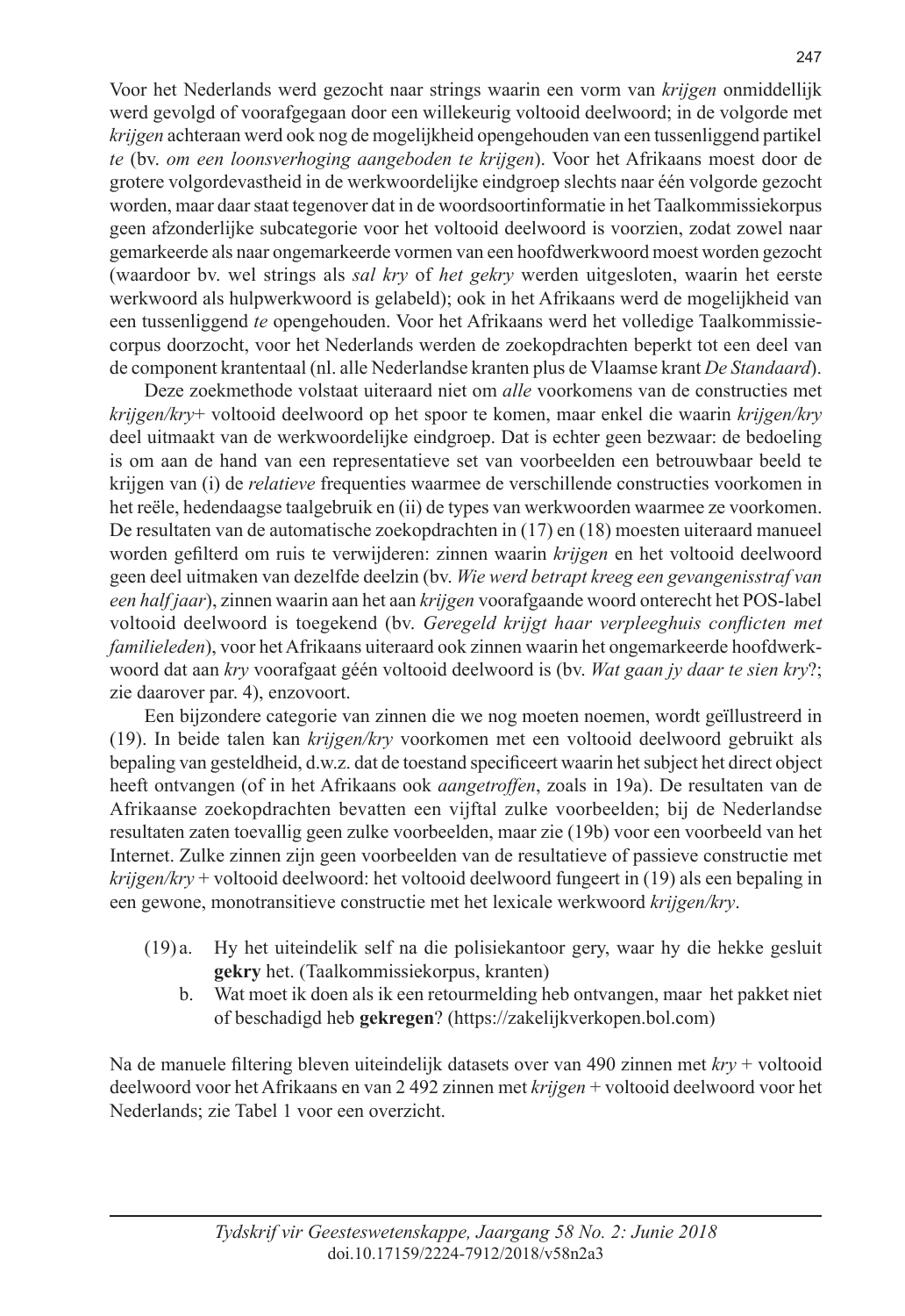Voor het Nederlands werd gezocht naar strings waarin een vorm van *krijgen* onmiddellijk werd gevolgd of voorafgegaan door een willekeurig voltooid deelwoord; in de volgorde met *krijgen* achteraan werd ook nog de mogelijkheid opengehouden van een tussenliggend partikel *te* (bv. *om een loonsverhoging aangeboden te krijgen*). Voor het Afrikaans moest door de grotere volgordevastheid in de werkwoordelijke eindgroep slechts naar één volgorde gezocht worden, maar daar staat tegenover dat in de woordsoortinformatie in het Taalkommissiekorpus geen afzonderlijke subcategorie voor het voltooid deelwoord is voorzien, zodat zowel naar gemarkeerde als naar ongemarkeerde vormen van een hoofdwerkwoord moest worden gezocht (waardoor bv. wel strings als *sal kry* of *het gekry* werden uitgesloten, waarin het eerste werkwoord als hulpwerkwoord is gelabeld); ook in het Afrikaans werd de mogelijkheid van een tussenliggend *te* opengehouden. Voor het Afrikaans werd het volledige Taalkommissiecorpus doorzocht, voor het Nederlands werden de zoekopdrachten beperkt tot een deel van de component krantentaal (nl. alle Nederlandse kranten plus de Vlaamse krant *De Standaard*).

Deze zoekmethode volstaat uiteraard niet om *alle* voorkomens van de constructies met *krijgen/kry*+ voltooid deelwoord op het spoor te komen, maar enkel die waarin *krijgen/kry* deel uitmaakt van de werkwoordelijke eindgroep. Dat is echter geen bezwaar: de bedoeling is om aan de hand van een representatieve set van voorbeelden een betrouwbaar beeld te krijgen van (i) de *relatieve* frequenties waarmee de verschillende constructies voorkomen in het reële, hedendaagse taalgebruik en (ii) de types van werkwoorden waarmee ze voorkomen. De resultaten van de automatische zoekopdrachten in (17) en (18) moesten uiteraard manueel worden gefilterd om ruis te verwijderen: zinnen waarin *krijgen* en het voltooid deelwoord geen deel uitmaken van dezelfde deelzin (bv. *Wie werd betrapt kreeg een gevangenisstraf van een half jaar*), zinnen waarin aan het aan *krijgen* voorafgaande woord onterecht het POS-label voltooid deelwoord is toegekend (bv. *Geregeld krijgt haar verpleeghuis conflicten met familieleden*), voor het Afrikaans uiteraard ook zinnen waarin het ongemarkeerde hoofdwerkwoord dat aan *kry* voorafgaat géén voltooid deelwoord is (bv. *Wat gaan jy daar te sien kry*?; zie daarover par. 4), enzovoort.

Een bijzondere categorie van zinnen die we nog moeten noemen, wordt geïllustreerd in (19). In beide talen kan *krijgen/kry* voorkomen met een voltooid deelwoord gebruikt als bepaling van gesteldheid, d.w.z. dat de toestand specificeert waarin het subject het direct object heeft ontvangen (of in het Afrikaans ook *aangetroffen*, zoals in 19a). De resultaten van de Afrikaanse zoekopdrachten bevatten een vijftal zulke voorbeelden; bij de Nederlandse resultaten zaten toevallig geen zulke voorbeelden, maar zie (19b) voor een voorbeeld van het Internet. Zulke zinnen zijn geen voorbeelden van de resultatieve of passieve constructie met *krijgen/kry* + voltooid deelwoord: het voltooid deelwoord fungeert in (19) als een bepaling in een gewone, monotransitieve constructie met het lexicale werkwoord *krijgen/kry*.

(19) a. Hy het uiteindelik self na die polisiekantoor gery, waar hy die hekke gesluit **gekry** het. (Taalkommissiekorpus, kranten)

b. Wat moet ik doen als ik een retourmelding heb ontvangen, maar het pakket niet of beschadigd heb **gekregen**? (https://zakelijkverkopen.bol.com)

Na de manuele filtering bleven uiteindelijk datasets over van 490 zinnen met *kry* + voltooid deelwoord voor het Afrikaans en van 2 492 zinnen met *krijgen* + voltooid deelwoord voor het Nederlands; zie Tabel 1 voor een overzicht.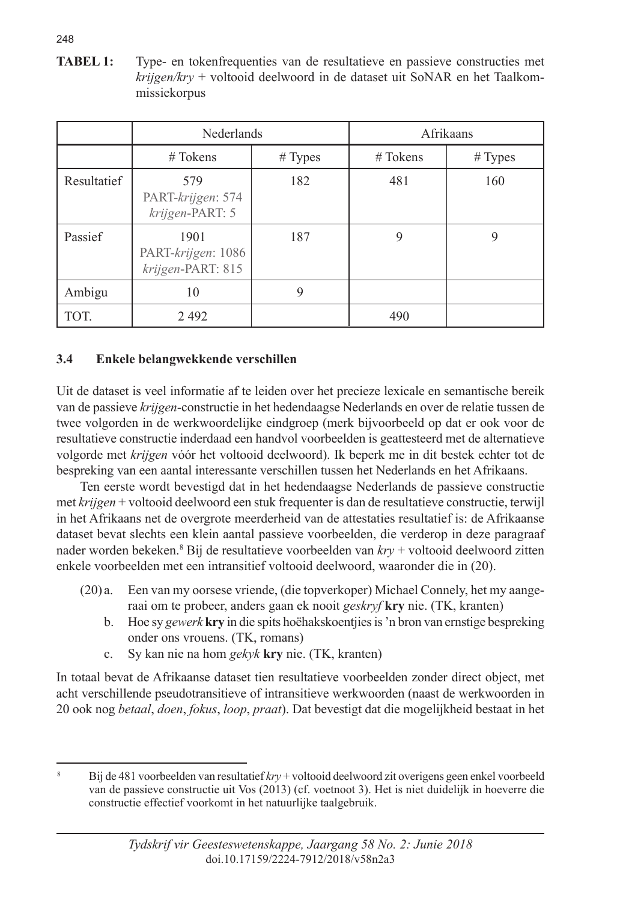**TABEL 1:** Type- en tokenfrequenties van de resultatieve en passieve constructies met *krijgen/kry* + voltooid deelwoord in de dataset uit SoNAR en het Taalkommissiekorpus

| | Nederlands | | Afrikaans | |
|---|---|---|---|---|
| | # Tokens | # Types | # Tokens | # Types |
| Resultatief | 579<br>PART-*krijgen*: 574<br>*krijgen*-PART: 5 | 182 | 481 | 160 |
| Passief | 1901<br>PART-*krijgen*: 1086<br>*krijgen*-PART: 815 | 187 | 9 | 9 |
| Ambigu | 10 | 9 | | |
| TOT. | 2 492 | | 490 | |

### 3.4 Enkele belangwekkende verschillen

Uit de dataset is veel informatie af te leiden over het precieze lexicale en semantische bereik van de passieve *krijgen*-constructie in het hedendaagse Nederlands en over de relatie tussen de twee volgorden in de werkwoordelijke eindgroep (merk bijvoorbeeld op dat er ook voor de resultatieve constructie inderdaad een handvol voorbeelden is geattesteerd met de alternatieve volgorde met *krijgen* vóór het voltooid deelwoord). Ik beperk me in dit bestek echter tot de bespreking van een aantal interessante verschillen tussen het Nederlands en het Afrikaans.

Ten eerste wordt bevestigd dat in het hedendaagse Nederlands de passieve constructie met *krijgen* + voltooid deelwoord een stuk frequenter is dan de resultatieve constructie, terwijl in het Afrikaans net de overgrote meerderheid van de attestaties resultatief is: de Afrikaanse dataset bevat slechts een klein aantal passieve voorbeelden, die verderop in deze paragraaf nader worden bekeken.[8] Bij de resultatieve voorbeelden van *kry* + voltooid deelwoord zitten enkele voorbeelden met een intransitief voltooid deelwoord, waaronder die in (20).

(20) a. Een van my oorsese vriende, (die topverkoper) Michael Connely, het my aangeraai om te probeer, anders gaan ek nooit *geskryf* **kry** nie. (TK, kranten)

b. Hoe sy *gewerk* **kry** in die spits hoëhakskoentjies is 'n bron van ernstige bespreking onder ons vrouens. (TK, romans)

c. Sy kan nie na hom *gekyk* **kry** nie. (TK, kranten)

In totaal bevat de Afrikaanse dataset tien resultatieve voorbeelden zonder direct object, met acht verschillende pseudotransitieve of intransitieve werkwoorden (naast de werkwoorden in 20 ook nog *betaal*, *doen*, *fokus*, *loop*, *praat*). Dat bevestigt dat die mogelijkheid bestaat in het

[8] Bij de 481 voorbeelden van resultatief *kry* + voltooid deelwoord zit overigens geen enkel voorbeeld van de passieve constructie uit Vos (2013) (cf. voetnoot 3). Het is niet duidelijk in hoeverre die constructie effectief voorkomt in het natuurlijke taalgebruik.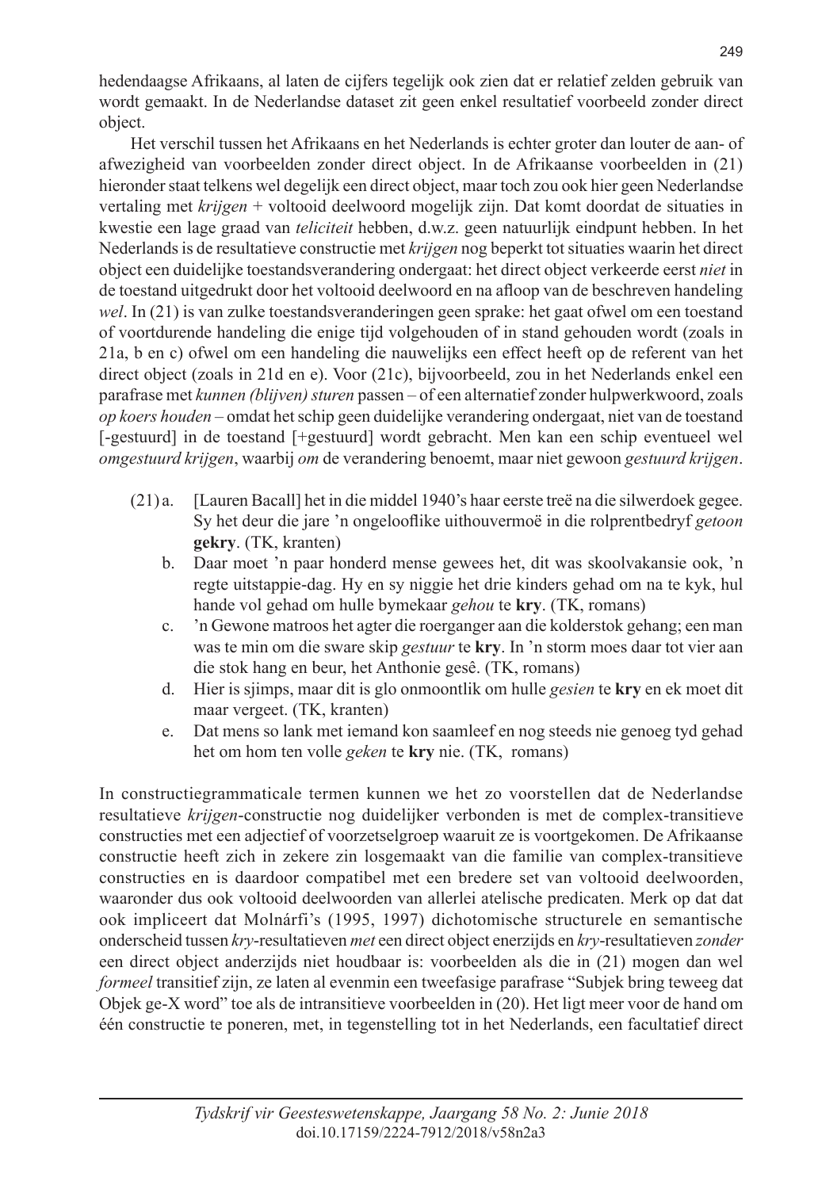hedendaagse Afrikaans, al laten de cijfers tegelijk ook zien dat er relatief zelden gebruik van wordt gemaakt. In de Nederlandse dataset zit geen enkel resultatief voorbeeld zonder direct object.

Het verschil tussen het Afrikaans en het Nederlands is echter groter dan louter de aan- of afwezigheid van voorbeelden zonder direct object. In de Afrikaanse voorbeelden in (21) hieronder staat telkens wel degelijk een direct object, maar toch zou ook hier geen Nederlandse vertaling met *krijgen* + voltooid deelwoord mogelijk zijn. Dat komt doordat de situaties in kwestie een lage graad van *teliciteit* hebben, d.w.z. geen natuurlijk eindpunt hebben. In het Nederlands is de resultatieve constructie met *krijgen* nog beperkt tot situaties waarin het direct object een duidelijke toestandsverandering ondergaat: het direct object verkeerde eerst *niet* in de toestand uitgedrukt door het voltooid deelwoord en na afloop van de beschreven handeling *wel*. In (21) is van zulke toestandsveranderingen geen sprake: het gaat ofwel om een toestand of voortdurende handeling die enige tijd volgehouden of in stand gehouden wordt (zoals in 21a, b en c) ofwel om een handeling die nauwelijks een effect heeft op de referent van het direct object (zoals in 21d en e). Voor (21c), bijvoorbeeld, zou in het Nederlands enkel een parafrase met *kunnen (blijven) sturen* passen – of een alternatief zonder hulpwerkwoord, zoals *op koers houden* – omdat het schip geen duidelijke verandering ondergaat, niet van de toestand [-gestuurd] in de toestand [+gestuurd] wordt gebracht. Men kan een schip eventueel wel *omgestuurd krijgen*, waarbij *om* de verandering benoemt, maar niet gewoon *gestuurd krijgen*.

(21) a. [Lauren Bacall] het in die middel 1940's haar eerste treë na die silwerdoek gegee. Sy het deur die jare 'n ongelooflike uithouvermoë in die rolprentbedryf *getoon* **gekry**. (TK, kranten)

b. Daar moet 'n paar honderd mense gewees het, dit was skoolvakansie ook, 'n regte uitstappie-dag. Hy en sy niggie het drie kinders gehad om na te kyk, hul hande vol gehad om hulle bymekaar *gehou* te **kry**. (TK, romans)

c. 'n Gewone matroos het agter die roerganger aan die kolderstok gehang; een man was te min om die sware skip *gestuur* te **kry**. In 'n storm moes daar tot vier aan die stok hang en beur, het Anthonie gesê. (TK, romans)

d. Hier is sjimps, maar dit is glo onmoontlik om hulle *gesien* te **kry** en ek moet dit maar vergeet. (TK, kranten)

e. Dat mens so lank met iemand kon saamleef en nog steeds nie genoeg tyd gehad het om hom ten volle *geken* te **kry** nie. (TK, romans)

In constructiegrammaticale termen kunnen we het zo voorstellen dat de Nederlandse resultatieve *krijgen*-constructie nog duidelijker verbonden is met de complex-transitieve constructies met een adjectief of voorzetselgroep waaruit ze is voortgekomen. De Afrikaanse constructie heeft zich in zekere zin losgemaakt van die familie van complex-transitieve constructies en is daardoor compatibel met een bredere set van voltooid deelwoorden, waaronder dus ook voltooid deelwoorden van allerlei atelische predicaten. Merk op dat dat ook impliceert dat Molnárfi's (1995, 1997) dichotomische structurele en semantische onderscheid tussen *kry*-resultatieven *met* een direct object enerzijds en *kry*-resultatieven *zonder* een direct object anderzijds niet houdbaar is: voorbeelden als die in (21) mogen dan wel *formeel* transitief zijn, ze laten al evenmin een tweefasige parafrase "Subjek bring teweeg dat Objek ge-X word" toe als de intransitieve voorbeelden in (20). Het ligt meer voor de hand om één constructie te poneren, met, in tegenstelling tot in het Nederlands, een facultatief direct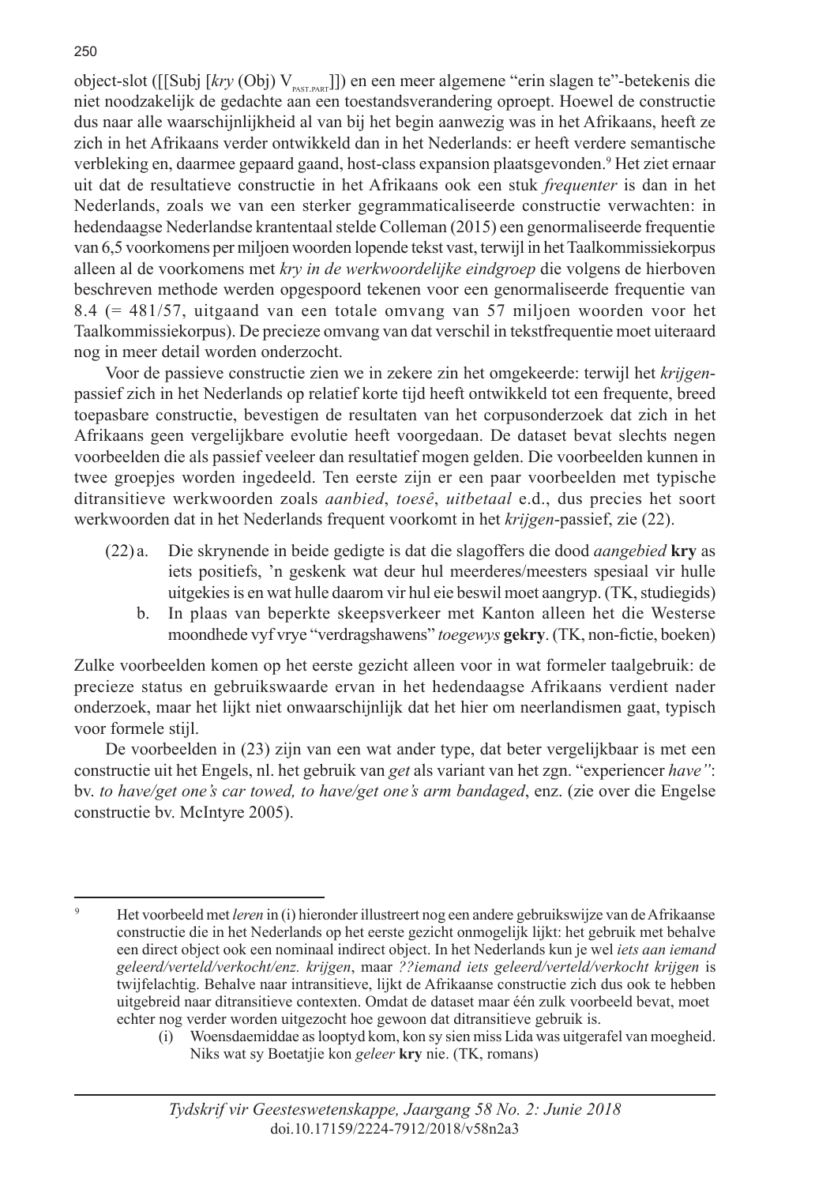object-slot ([[Subj [*kry* (Obj) $V_{PAST.PART}$]]) en een meer algemene "erin slagen te"-betekenis die niet noodzakelijk de gedachte aan een toestandsverandering oproept. Hoewel de constructie dus naar alle waarschijnlijkheid al van bij het begin aanwezig was in het Afrikaans, heeft ze zich in het Afrikaans verder ontwikkeld dan in het Nederlands: er heeft verdere semantische verbleking en, daarmee gepaard gaand, host-class expansion plaatsgevonden.[9] Het ziet ernaar uit dat de resultatieve constructie in het Afrikaans ook een stuk *frequenter* is dan in het Nederlands, zoals we van een sterker gegrammaticaliseerde constructie verwachten: in hedendaagse Nederlandse krantentaal stelde Colleman (2015) een genormaliseerde frequentie van 6,5 voorkomens per miljoen woorden lopende tekst vast, terwijl in het Taalkommissiekorpus alleen al de voorkomens met *kry in de werkwoordelijke eindgroep* die volgens de hierboven beschreven methode werden opgespoord tekenen voor een genormaliseerde frequentie van 8.4 (= 481/57, uitgaand van een totale omvang van 57 miljoen woorden voor het Taalkommissiekorpus). De precieze omvang van dat verschil in tekstfrequentie moet uiteraard nog in meer detail worden onderzocht.

Voor de passieve constructie zien we in zekere zin het omgekeerde: terwijl het *krijgen*-passief zich in het Nederlands op relatief korte tijd heeft ontwikkeld tot een frequente, breed toepasbare constructie, bevestigen de resultaten van het corpusonderzoek dat zich in het Afrikaans geen vergelijkbare evolutie heeft voorgedaan. De dataset bevat slechts negen voorbeelden die als passief veeleer dan resultatief mogen gelden. Die voorbeelden kunnen in twee groepjes worden ingedeeld. Ten eerste zijn er een paar voorbeelden met typische ditransitieve werkwoorden zoals *aanbied*, *toesê*, *uitbetaal* e.d., dus precies het soort werkwoorden dat in het Nederlands frequent voorkomt in het *krijgen*-passief, zie (22).

(22) a. Die skrynende in beide gedigte is dat die slagoffers die dood *aangebied* **kry** as iets positiefs, 'n geskenk wat deur hul meerderes/meesters spesiaal vir hulle uitgekies is en wat hulle daarom vir hul eie beswil moet aangryp. (TK, studiegids)

b. In plaas van beperkte skeepsverkeer met Kanton alleen het die Westerse moondhede vyf vrye "verdragshawens" *toegewys* **gekry**. (TK, non-fictie, boeken)

Zulke voorbeelden komen op het eerste gezicht alleen voor in wat formeler taalgebruik: de precieze status en gebruikswaarde ervan in het hedendaagse Afrikaans verdient nader onderzoek, maar het lijkt niet onwaarschijnlijk dat het hier om neerlandismen gaat, typisch voor formele stijl.

De voorbeelden in (23) zijn van een wat ander type, dat beter vergelijkbaar is met een constructie uit het Engels, nl. het gebruik van *get* als variant van het zgn. "experiencer *have"*: bv. *to have/get one's car towed, to have/get one's arm bandaged*, enz. (zie over die Engelse constructie bv. McIntyre 2005).

---

[9] Het voorbeeld met *leren* in (i) hieronder illustreert nog een andere gebruikswijze van de Afrikaanse constructie die in het Nederlands op het eerste gezicht onmogelijk lijkt: het gebruik met behalve een direct object ook een nominaal indirect object. In het Nederlands kun je wel *iets aan iemand geleerd/verteld/verkocht/enz. krijgen*, maar *??iemand iets geleerd/verteld/verkocht krijgen* is twijfelachtig. Behalve naar intransitieve, lijkt de Afrikaanse constructie zich dus ook te hebben uitgebreid naar ditransitieve contexten. Omdat de dataset maar één zulk voorbeeld bevat, moet echter nog verder worden uitgezocht hoe gewoon dat ditransitieve gebruik is.

(i) Woensdaemiddae as looptyd kom, kon sy sien miss Lida was uitgerafel van moegheid. Niks wat sy Boetatjie kon *geleer* **kry** nie. (TK, romans)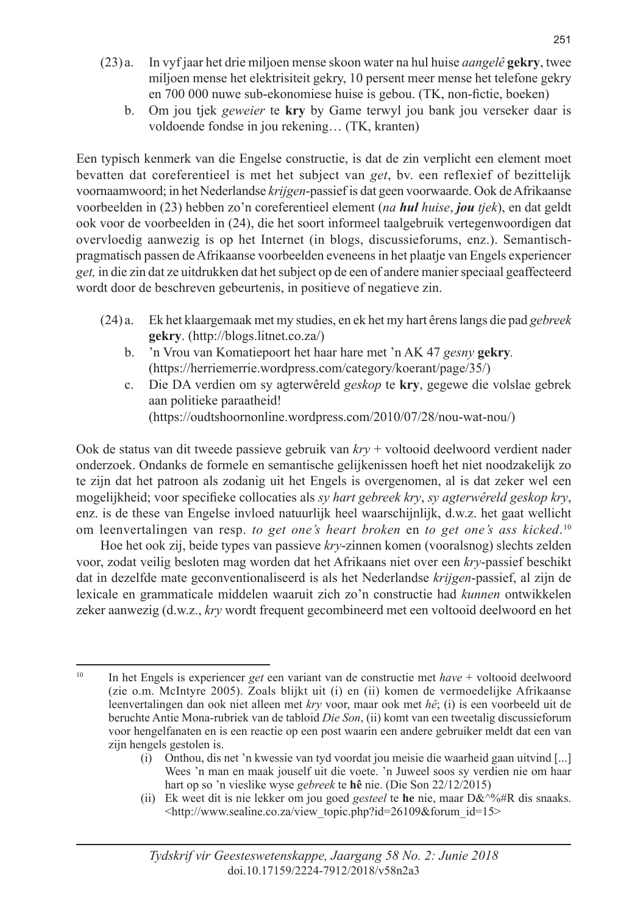(23) a. In vyf jaar het drie miljoen mense skoon water na hul huise *aangelê* **gekry**, twee miljoen mense het elektrisiteit gekry, 10 persent meer mense het telefone gekry en 700 000 nuwe sub-ekonomiese huise is gebou. (TK, non-fictie, boeken)

b. Om jou tjek *geweier* te **kry** by Game terwyl jou bank jou verseker daar is voldoende fondse in jou rekening… (TK, kranten)

Een typisch kenmerk van die Engelse constructie, is dat de zin verplicht een element moet bevatten dat coreferentieel is met het subject van *get*, bv. een reflexief of bezittelijk voornaamwoord; in het Nederlandse *krijgen*-passief is dat geen voorwaarde. Ook de Afrikaanse voorbeelden in (23) hebben zo'n coreferentieel element (*na **hul** huise*, ***jou** tjek*), en dat geldt ook voor de voorbeelden in (24), die het soort informeel taalgebruik vertegenwoordigen dat overvloedig aanwezig is op het Internet (in blogs, discussieforums, enz.). Semantisch-pragmatisch passen de Afrikaanse voorbeelden eveneens in het plaatje van Engels experiencer *get,* in die zin dat ze uitdrukken dat het subject op de een of andere manier speciaal geaffecteerd wordt door de beschreven gebeurtenis, in positieve of negatieve zin.

(24) a. Ek het klaargemaak met my studies, en ek het my hart êrens langs die pad *gebreek* **gekry**. (http://blogs.litnet.co.za/)

b. 'n Vrou van Komatiepoort het haar hare met 'n AK 47 *gesny* **gekry**. (https://herriemerrie.wordpress.com/category/koerant/page/35/)

c. Die DA verdien om sy agterwêreld *geskop* te **kry**, gegewe die volslae gebrek aan politieke paraatheid! (https://oudtshoornonline.wordpress.com/2010/07/28/nou-wat-nou/)

Ook de status van dit tweede passieve gebruik van *kry* + voltooid deelwoord verdient nader onderzoek. Ondanks de formele en semantische gelijkenissen hoeft het niet noodzakelijk zo te zijn dat het patroon als zodanig uit het Engels is overgenomen, al is dat zeker wel een mogelijkheid; voor specifieke collocaties als *sy hart gebreek kry*, *sy agterwêreld geskop kry*, enz. is de these van Engelse invloed natuurlijk heel waarschijnlijk, d.w.z. het gaat wellicht om leenvertalingen van resp. *to get one's heart broken* en *to get one's ass kicked*.[10]

Hoe het ook zij, beide types van passieve *kry*-zinnen komen (vooralsnog) slechts zelden voor, zodat veilig besloten mag worden dat het Afrikaans niet over een *kry*-passief beschikt dat in dezelfde mate geconventionaliseerd is als het Nederlandse *krijgen*-passief, al zijn de lexicale en grammaticale middelen waaruit zich zo'n constructie had *kunnen* ontwikkelen zeker aanwezig (d.w.z., *kry* wordt frequent gecombineerd met een voltooid deelwoord en het

---

[10] In het Engels is experiencer *get* een variant van de constructie met *have* + voltooid deelwoord (zie o.m. McIntyre 2005). Zoals blijkt uit (i) en (ii) komen de vermoedelijke Afrikaanse leenvertalingen dan ook niet alleen met *kry* voor, maar ook met *hê*; (i) is een voorbeeld uit de beruchte Antie Mona-rubriek van de tabloid *Die Son*, (ii) komt van een tweetalig discussieforum voor hengelfanaten en is een reactie op een post waarin een andere gebruiker meldt dat een van zijn hengels gestolen is.

(i) Onthou, dis net 'n kwessie van tyd voordat jou meisie die waarheid gaan uitvind [...] Wees 'n man en maak jouself uit die voete. 'n Juweel soos sy verdien nie om haar hart op so 'n vieslike wyse *gebreek* te **hê** nie. (Die Son 22/12/2015)

(ii) Ek weet dit is nie lekker om jou goed *gesteel* te **he** nie, maar D&^%#R dis snaaks. <http://www.sealine.co.za/view_topic.php?id=26109&forum_id=15>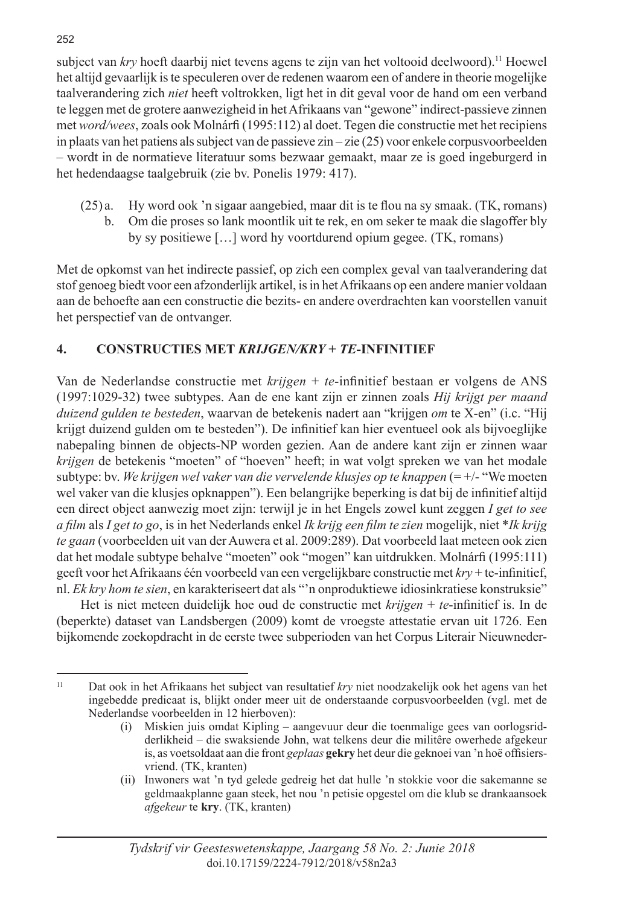subject van *kry* hoeft daarbij niet tevens agens te zijn van het voltooid deelwoord).[11] Hoewel het altijd gevaarlijk is te speculeren over de redenen waarom een of andere in theorie mogelijke taalverandering zich *niet* heeft voltrokken, ligt het in dit geval voor de hand om een verband te leggen met de grotere aanwezigheid in het Afrikaans van "gewone" indirect-passieve zinnen met *word/wees*, zoals ook Molnárfi (1995:112) al doet. Tegen die constructie met het recipiens in plaats van het patiens als subject van de passieve zin – zie (25) voor enkele corpusvoorbeelden – wordt in de normatieve literatuur soms bezwaar gemaakt, maar ze is goed ingeburgerd in het hedendaagse taalgebruik (zie bv. Ponelis 1979: 417).

(25) a. Hy word ook 'n sigaar aangebied, maar dit is te flou na sy smaak. (TK, romans)
b. Om die proses so lank moontlik uit te rek, en om seker te maak die slagoffer bly by sy positiewe […] word hy voortdurend opium gegee. (TK, romans)

Met de opkomst van het indirecte passief, op zich een complex geval van taalverandering dat stof genoeg biedt voor een afzonderlijk artikel, is in het Afrikaans op een andere manier voldaan aan de behoefte aan een constructie die bezits- en andere overdrachten kan voorstellen vanuit het perspectief van de ontvanger.

## 4. CONSTRUCTIES MET *KRIJGEN/KRY* + *TE*-INFINITIEF

Van de Nederlandse constructie met *krijgen* + *te*-infinitief bestaan er volgens de ANS (1997:1029-32) twee subtypes. Aan de ene kant zijn er zinnen zoals *Hij krijgt per maand duizend gulden te besteden*, waarvan de betekenis nadert aan "krijgen *om* te X-en" (i.c. "Hij krijgt duizend gulden om te besteden"). De infinitief kan hier eventueel ook als bijvoeglijke nabepaling binnen de objects-NP worden gezien. Aan de andere kant zijn er zinnen waar *krijgen* de betekenis "moeten" of "hoeven" heeft; in wat volgt spreken we van het modale subtype: bv. *We krijgen wel vaker van die vervelende klusjes op te knappen* (= +/- "We moeten wel vaker van die klusjes opknappen"). Een belangrijke beperking is dat bij de infinitief altijd een direct object aanwezig moet zijn: terwijl je in het Engels zowel kunt zeggen *I get to see a film* als *I get to go*, is in het Nederlands enkel *Ik krijg een film te zien* mogelijk, niet **Ik krijg te gaan* (voorbeelden uit van der Auwera et al. 2009:289). Dat voorbeeld laat meteen ook zien dat het modale subtype behalve "moeten" ook "mogen" kan uitdrukken. Molnárfi (1995:111) geeft voor het Afrikaans één voorbeeld van een vergelijkbare constructie met *kry* + te-infinitief, nl. *Ek kry hom te sien*, en karakteriseert dat als "'n onproduktiewe idiosinkratiese konstruksie"

Het is niet meteen duidelijk hoe oud de constructie met *krijgen* + *te*-infinitief is. In de (beperkte) dataset van Landsbergen (2009) komt de vroegste attestatie ervan uit 1726. Een bijkomende zoekopdracht in de eerste twee subperioden van het Corpus Literair Nieuwneder-

---

[11] Dat ook in het Afrikaans het subject van resultatief *kry* niet noodzakelijk ook het agens van het ingebedde predicaat is, blijkt onder meer uit de onderstaande corpusvoorbeelden (vgl. met de Nederlandse voorbeelden in 12 hierboven):

(i) Miskien juis omdat Kipling – aangevuur deur die toenmalige gees van oorlogsridderlikheid – die swaksiende John, wat telkens deur die militêre owerhede afgekeur is, as voetsoldaat aan die front *geplaas* **gekry** het deur die geknoei van 'n hoë offisiersvriend. (TK, kranten)

(ii) Inwoners wat 'n tyd gelede gedreig het dat hulle 'n stokkie voor die sakemanne se geldmaakplanne gaan steek, het nou 'n petisie opgestel om die klub se drankaansoek *afgekeur* te **kry**. (TK, kranten)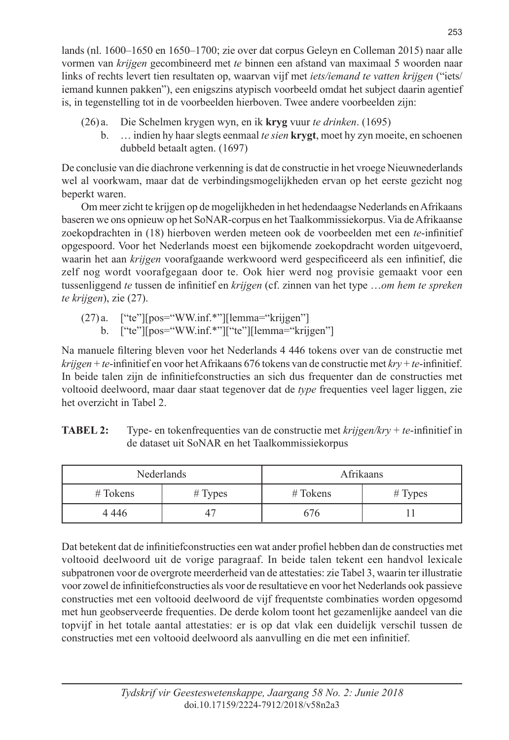lands (nl. 1600–1650 en 1650–1700; zie over dat corpus Geleyn en Colleman 2015) naar alle vormen van *krijgen* gecombineerd met *te* binnen een afstand van maximaal 5 woorden naar links of rechts levert tien resultaten op, waarvan vijf met *iets/iemand te vatten krijgen* ("iets/iemand kunnen pakken"), een enigszins atypisch voorbeeld omdat het subject daarin agentief is, in tegenstelling tot in de voorbeelden hierboven. Twee andere voorbeelden zijn:

(26) a. Die Schelmen krygen wyn, en ik **kryg** vuur *te drinken*. (1695)
  b. … indien hy haar slegts eenmaal *te sien* **krygt**, moet hy zyn moeite, en schoenen dubbeld betaalt agten. (1697)

De conclusie van die diachrone verkenning is dat de constructie in het vroege Nieuwnederlands wel al voorkwam, maar dat de verbindingsmogelijkheden ervan op het eerste gezicht nog beperkt waren.

Om meer zicht te krijgen op de mogelijkheden in het hedendaagse Nederlands en Afrikaans baseren we ons opnieuw op het SoNAR-corpus en het Taalkommissiekorpus. Via de Afrikaanse zoekopdrachten in (18) hierboven werden meteen ook de voorbeelden met een *te*-infinitief opgespoord. Voor het Nederlands moest een bijkomende zoekopdracht worden uitgevoerd, waarin het aan *krijgen* voorafgaande werkwoord werd gespecificeerd als een infinitief, die zelf nog wordt voorafgegaan door te. Ook hier werd nog provisie gemaakt voor een tussenliggend *te* tussen de infinitief en *krijgen* (cf. zinnen van het type …*om hem te spreken te krijgen*), zie (27).

(27) a. ["te"][pos="WW.inf.*"][lemma="krijgen"]
  b. ["te"][pos="WW.inf.*"]["te"][lemma="krijgen"]

Na manuele filtering bleven voor het Nederlands 4 446 tokens over van de constructie met *krijgen* + *te*-infinitief en voor het Afrikaans 676 tokens van de constructie met *kry* + *te*-infinitief. In beide talen zijn de infinitiefconstructies an sich dus frequenter dan de constructies met voltooid deelwoord, maar daar staat tegenover dat de *type* frequenties veel lager liggen, zie het overzicht in Tabel 2.

**TABEL 2:** Type- en tokenfrequenties van de constructie met *krijgen/kry* + *te*-infinitief in de dataset uit SoNAR en het Taalkommissiekorpus

| Nederlands | | Afrikaans | |
|---|---|---|---|
| # Tokens | # Types | # Tokens | # Types |
| 4 446 | 47 | 676 | 11 |

Dat betekent dat de infinitiefconstructies een wat ander profiel hebben dan de constructies met voltooid deelwoord uit de vorige paragraaf. In beide talen tekent een handvol lexicale subpatronen voor de overgrote meerderheid van de attestaties: zie Tabel 3, waarin ter illustratie voor zowel de infinitiefconstructies als voor de resultatieve en voor het Nederlands ook passieve constructies met een voltooid deelwoord de vijf frequentste combinaties worden opgesomd met hun geobserveerde frequenties. De derde kolom toont het gezamenlijke aandeel van die topvijf in het totale aantal attestaties: er is op dat vlak een duidelijk verschil tussen de constructies met een voltooid deelwoord als aanvulling en die met een infinitief.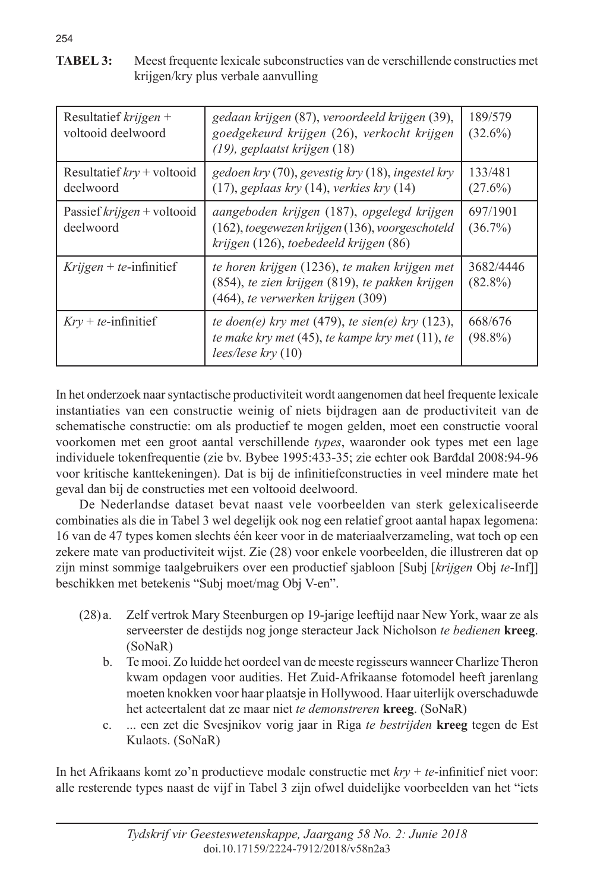**TABEL 3:** Meest frequente lexicale subconstructies van de verschillende constructies met krijgen/kry plus verbale aanvulling

| | | |
|---|---|---|
| Resultatief *krijgen* + voltooid deelwoord | *gedaan krijgen* (87), *veroordeeld krijgen* (39), *goedgekeurd krijgen* (26), *verkocht krijgen (19), geplaatst krijgen* (18) | 189/579 (32.6%) |
| Resultatief *kry* + voltooid deelwoord | *gedoen kry* (70), *gevestig kry* (18), *ingestel kry* (17), *geplaas kry* (14), *verkies kry* (14) | 133/481 (27.6%) |
| Passief *krijgen* + voltooid deelwoord | *aangeboden krijgen* (187), *opgelegd krijgen* (162), *toegewezen krijgen* (136), *voorgeschoteld krijgen* (126), *toebedeeld krijgen* (86) | 697/1901 (36.7%) |
| *Krijgen* + *te*-infinitief | *te horen krijgen* (1236), *te maken krijgen met* (854), *te zien krijgen* (819), *te pakken krijgen* (464), *te verwerken krijgen* (309) | 3682/4446 (82.8%) |
| *Kry* + *te*-infinitief | *te doen(e) kry met* (479), *te sien(e) kry* (123), *te make kry met* (45), *te kampe kry met* (11), *te lees/lese kry* (10) | 668/676 (98.8%) |

In het onderzoek naar syntactische productiviteit wordt aangenomen dat heel frequente lexicale instantiaties van een constructie weinig of niets bijdragen aan de productiviteit van de schematische constructie: om als productief te mogen gelden, moet een constructie vooral voorkomen met een groot aantal verschillende *types*, waaronder ook types met een lage individuele tokenfrequentie (zie bv. Bybee 1995:433-35; zie echter ook Barđdal 2008:94-96 voor kritische kanttekeningen). Dat is bij de infinitiefconstructies in veel mindere mate het geval dan bij de constructies met een voltooid deelwoord.

De Nederlandse dataset bevat naast vele voorbeelden van sterk gelexicaliseerde combinaties als die in Tabel 3 wel degelijk ook nog een relatief groot aantal hapax legomena: 16 van de 47 types komen slechts één keer voor in de materiaalverzameling, wat toch op een zekere mate van productiviteit wijst. Zie (28) voor enkele voorbeelden, die illustreren dat op zijn minst sommige taalgebruikers over een productief sjabloon [Subj [*krijgen* Obj *te*-Inf]] beschikken met betekenis "Subj moet/mag Obj V-en".

(28) a. Zelf vertrok Mary Steenburgen op 19-jarige leeftijd naar New York, waar ze als serveerster de destijds nog jonge steracteur Jack Nicholson *te bedienen* **kreeg**. (SoNaR)

b. Te mooi. Zo luidde het oordeel van de meeste regisseurs wanneer Charlize Theron kwam opdagen voor audities. Het Zuid-Afrikaanse fotomodel heeft jarenlang moeten knokken voor haar plaatsje in Hollywood. Haar uiterlijk overschaduwde het acteertalent dat ze maar niet *te demonstreren* **kreeg**. (SoNaR)

c. ... een zet die Svesjnikov vorig jaar in Riga *te bestrijden* **kreeg** tegen de Est Kulaots. (SoNaR)

In het Afrikaans komt zo'n productieve modale constructie met *kry* + *te*-infinitief niet voor: alle resterende types naast de vijf in Tabel 3 zijn ofwel duidelijke voorbeelden van het "iets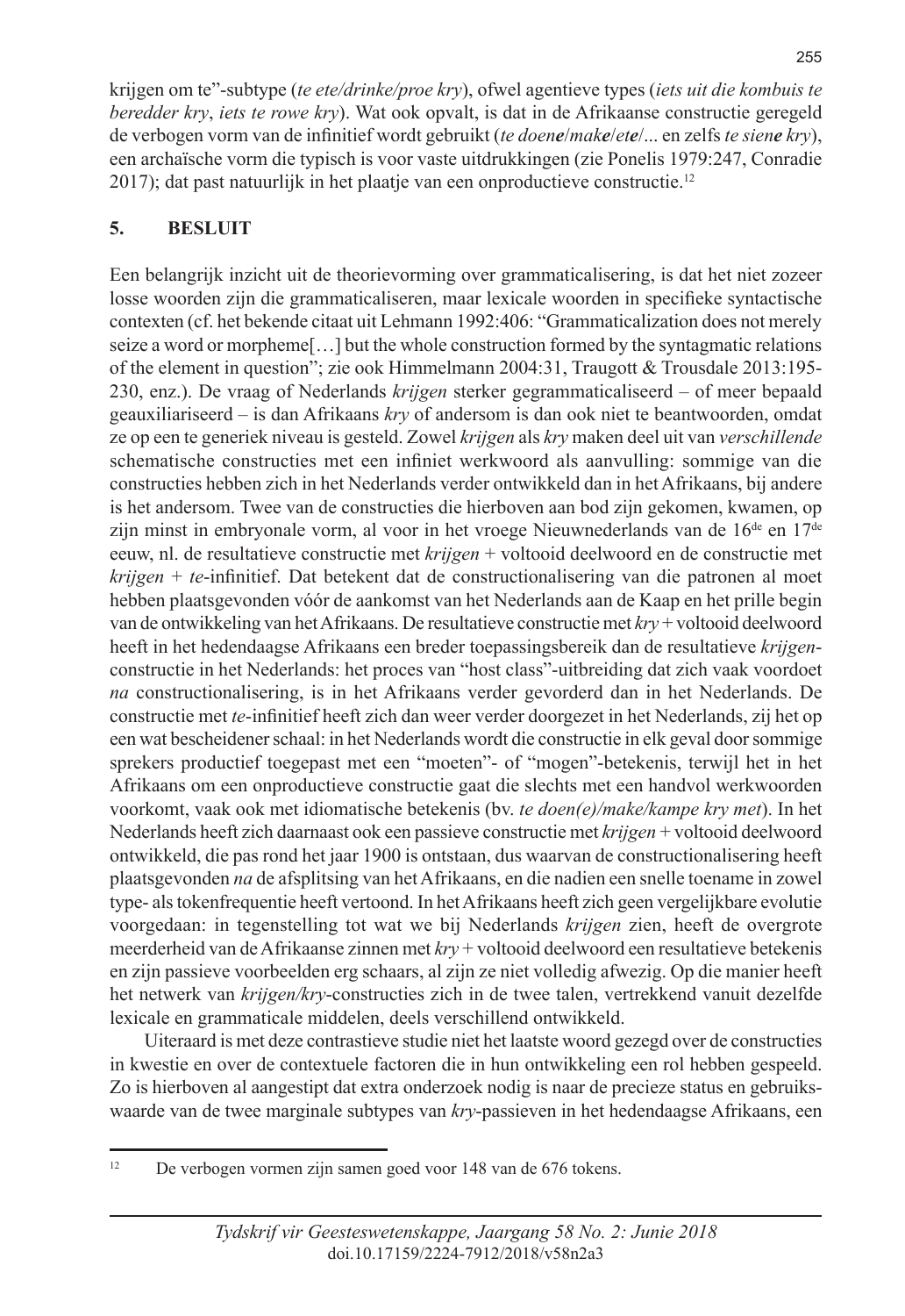krijgen om te"-subtype (*te ete/drinke/proe kry*), ofwel agentieve types (*iets uit die kombuis te beredder kry*, *iets te rowe kry*). Wat ook opvalt, is dat in de Afrikaanse constructie geregeld de verbogen vorm van de infinitief wordt gebruikt (*te doen**e**/mak**e**/et**e**/...* en zelfs *te sien**e** kry*), een archaïsche vorm die typisch is voor vaste uitdrukkingen (zie Ponelis 1979:247, Conradie 2017); dat past natuurlijk in het plaatje van een onproductieve constructie.[12]

## 5. BESLUIT

Een belangrijk inzicht uit de theorievorming over grammaticalisering, is dat het niet zozeer losse woorden zijn die grammaticaliseren, maar lexicale woorden in specifieke syntactische contexten (cf. het bekende citaat uit Lehmann 1992:406: "Grammaticalization does not merely seize a word or morpheme[…] but the whole construction formed by the syntagmatic relations of the element in question"; zie ook Himmelmann 2004:31, Traugott & Trousdale 2013:195-230, enz.). De vraag of Nederlands *krijgen* sterker gegrammaticaliseerd – of meer bepaald geauxiliariseerd – is dan Afrikaans *kry* of andersom is dan ook niet te beantwoorden, omdat ze op een te generiek niveau is gesteld. Zowel *krijgen* als *kry* maken deel uit van *verschillende* schematische constructies met een infiniet werkwoord als aanvulling: sommige van die constructies hebben zich in het Nederlands verder ontwikkeld dan in het Afrikaans, bij andere is het andersom. Twee van de constructies die hierboven aan bod zijn gekomen, kwamen, op zijn minst in embryonale vorm, al voor in het vroege Nieuwnederlands van de 16[de] en 17[de] eeuw, nl. de resultatieve constructie met *krijgen* + voltooid deelwoord en de constructie met *krijgen* + *te*-infinitief. Dat betekent dat de constructionalisering van die patronen al moet hebben plaatsgevonden vóór de aankomst van het Nederlands aan de Kaap en het prille begin van de ontwikkeling van het Afrikaans. De resultatieve constructie met *kry* + voltooid deelwoord heeft in het hedendaagse Afrikaans een breder toepassingsbereik dan de resultatieve *krijgen*-constructie in het Nederlands: het proces van "host class"-uitbreiding dat zich vaak voordoet *na* constructionalisering, is in het Afrikaans verder gevorderd dan in het Nederlands. De constructie met *te*-infinitief heeft zich dan weer verder doorgezet in het Nederlands, zij het op een wat bescheidener schaal: in het Nederlands wordt die constructie in elk geval door sommige sprekers productief toegepast met een "moeten"- of "mogen"-betekenis, terwijl het in het Afrikaans om een onproductieve constructie gaat die slechts met een handvol werkwoorden voorkomt, vaak ook met idiomatische betekenis (bv. *te doen(e)/make/kampe kry met*). In het Nederlands heeft zich daarnaast ook een passieve constructie met *krijgen* + voltooid deelwoord ontwikkeld, die pas rond het jaar 1900 is ontstaan, dus waarvan de constructionalisering heeft plaatsgevonden *na* de afsplitsing van het Afrikaans, en die nadien een snelle toename in zowel type- als tokenfrequentie heeft vertoond. In het Afrikaans heeft zich geen vergelijkbare evolutie voorgedaan: in tegenstelling tot wat we bij Nederlands *krijgen* zien, heeft de overgrote meerderheid van de Afrikaanse zinnen met *kry* + voltooid deelwoord een resultatieve betekenis en zijn passieve voorbeelden erg schaars, al zijn ze niet volledig afwezig. Op die manier heeft het netwerk van *krijgen/kry*-constructies zich in de twee talen, vertrekkend vanuit dezelfde lexicale en grammaticale middelen, deels verschillend ontwikkeld.

Uiteraard is met deze contrastieve studie niet het laatste woord gezegd over de constructies in kwestie en over de contextuele factoren die in hun ontwikkeling een rol hebben gespeeld. Zo is hierboven al aangestipt dat extra onderzoek nodig is naar de precieze status en gebruikswaarde van de twee marginale subtypes van *kry*-passieven in het hedendaagse Afrikaans, een

[12] De verbogen vormen zijn samen goed voor 148 van de 676 tokens.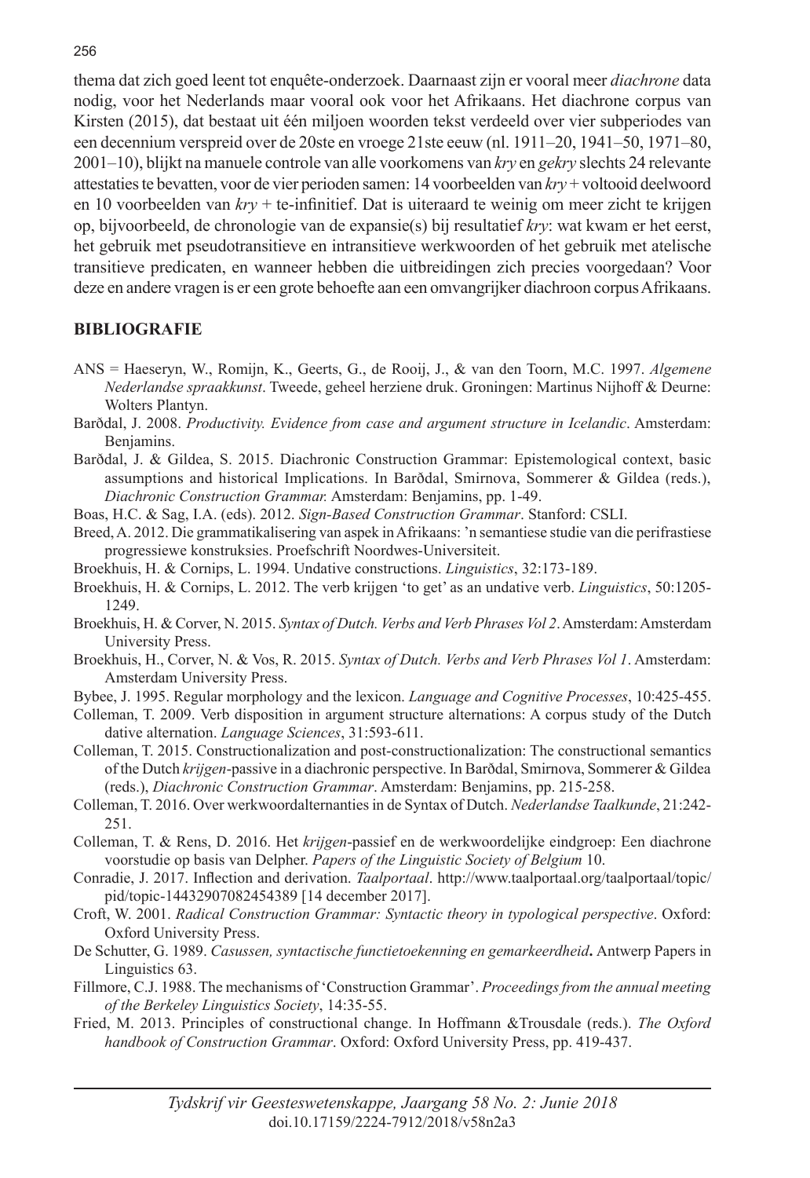thema dat zich goed leent tot enquête-onderzoek. Daarnaast zijn er vooral meer *diachrone* data nodig, voor het Nederlands maar vooral ook voor het Afrikaans. Het diachrone corpus van Kirsten (2015), dat bestaat uit één miljoen woorden tekst verdeeld over vier subperiodes van een decennium verspreid over de 20ste en vroege 21ste eeuw (nl. 1911–20, 1941–50, 1971–80, 2001–10), blijkt na manuele controle van alle voorkomens van *kry* en *gekry* slechts 24 relevante attestaties te bevatten, voor de vier perioden samen: 14 voorbeelden van *kry* + voltooid deelwoord en 10 voorbeelden van *kry* + te-infinitief. Dat is uiteraard te weinig om meer zicht te krijgen op, bijvoorbeeld, de chronologie van de expansie(s) bij resultatief *kry*: wat kwam er het eerst, het gebruik met pseudotransitieve en intransitieve werkwoorden of het gebruik met atelische transitieve predicaten, en wanneer hebben die uitbreidingen zich precies voorgedaan? Voor deze en andere vragen is er een grote behoefte aan een omvangrijker diachroon corpus Afrikaans.

## BIBLIOGRAFIE

ANS = Haeseryn, W., Romijn, K., Geerts, G., de Rooij, J., & van den Toorn, M.C. 1997. *Algemene Nederlandse spraakkunst*. Tweede, geheel herziene druk. Groningen: Martinus Nijhoff & Deurne: Wolters Plantyn.

Barðdal, J. 2008. *Productivity. Evidence from case and argument structure in Icelandic*. Amsterdam: Benjamins.

Barðdal, J. & Gildea, S. 2015. Diachronic Construction Grammar: Epistemological context, basic assumptions and historical Implications. In Barðdal, Smirnova, Sommerer & Gildea (reds.), *Diachronic Construction Grammar.* Amsterdam: Benjamins, pp. 1-49.

Boas, H.C. & Sag, I.A. (eds). 2012. *Sign-Based Construction Grammar*. Stanford: CSLI.

Breed, A. 2012. Die grammatikalisering van aspek in Afrikaans: 'n semantiese studie van die perifrastiese progressiewe konstruksies. Proefschrift Noordwes-Universiteit.

Broekhuis, H. & Cornips, L. 1994. Undative constructions. *Linguistics*, 32:173-189.

Broekhuis, H. & Cornips, L. 2012. The verb krijgen 'to get' as an undative verb. *Linguistics*, 50:1205-1249.

Broekhuis, H. & Corver, N. 2015. *Syntax of Dutch. Verbs and Verb Phrases Vol 2*. Amsterdam: Amsterdam University Press.

Broekhuis, H., Corver, N. & Vos, R. 2015. *Syntax of Dutch. Verbs and Verb Phrases Vol 1*. Amsterdam: Amsterdam University Press.

Bybee, J. 1995. Regular morphology and the lexicon. *Language and Cognitive Processes*, 10:425-455.

Colleman, T. 2009. Verb disposition in argument structure alternations: A corpus study of the Dutch dative alternation. *Language Sciences*, 31:593-611.

Colleman, T. 2015. Constructionalization and post-constructionalization: The constructional semantics of the Dutch *krijgen*-passive in a diachronic perspective. In Barðdal, Smirnova, Sommerer & Gildea (reds.), *Diachronic Construction Grammar*. Amsterdam: Benjamins, pp. 215-258.

Colleman, T. 2016. Over werkwoordalternanties in de Syntax of Dutch. *Nederlandse Taalkunde*, 21:242-251.

Colleman, T. & Rens, D. 2016. Het *krijgen*-passief en de werkwoordelijke eindgroep: Een diachrone voorstudie op basis van Delpher. *Papers of the Linguistic Society of Belgium* 10.

Conradie, J. 2017. Inflection and derivation. *Taalportaal*. http://www.taalportaal.org/taalportaal/topic/pid/topic-14432907082454389 [14 december 2017].

Croft, W. 2001. *Radical Construction Grammar: Syntactic theory in typological perspective*. Oxford: Oxford University Press.

De Schutter, G. 1989. *Casussen, syntactische functietoekenning en gemarkeerdheid***.** Antwerp Papers in Linguistics 63.

Fillmore, C.J. 1988. The mechanisms of 'Construction Grammar'. *Proceedings from the annual meeting of the Berkeley Linguistics Society*, 14:35-55.

Fried, M. 2013. Principles of constructional change. In Hoffmann &Trousdale (reds.). *The Oxford handbook of Construction Grammar*. Oxford: Oxford University Press, pp. 419-437.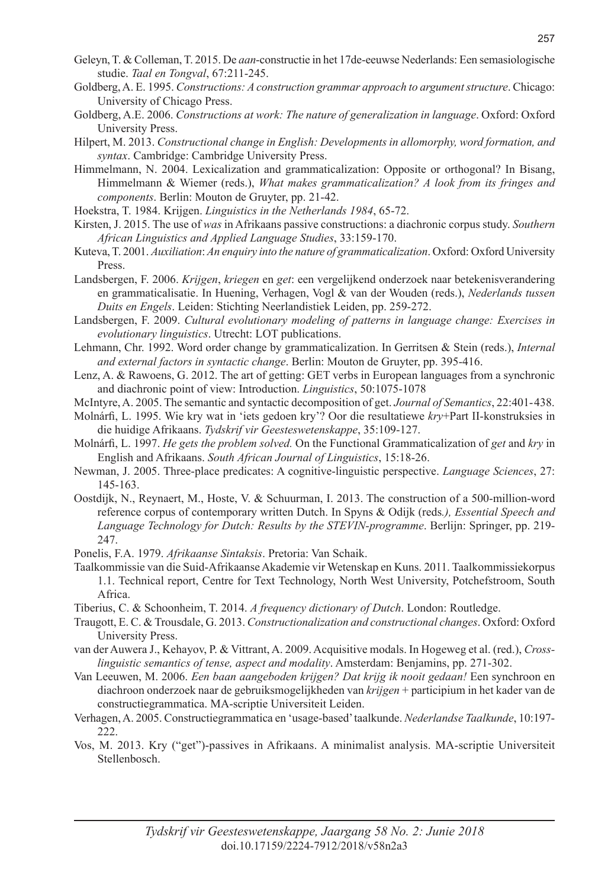Geleyn, T. & Colleman, T. 2015. De *aan*-constructie in het 17de-eeuwse Nederlands: Een semasiologische studie. *Taal en Tongval*, 67:211-245.

Goldberg, A. E. 1995. *Constructions: A construction grammar approach to argument structure*. Chicago: University of Chicago Press.

Goldberg, A.E. 2006. *Constructions at work: The nature of generalization in language*. Oxford: Oxford University Press.

Hilpert, M. 2013. *Constructional change in English: Developments in allomorphy, word formation, and syntax*. Cambridge: Cambridge University Press.

Himmelmann, N. 2004. Lexicalization and grammaticalization: Opposite or orthogonal? In Bisang, Himmelmann & Wiemer (reds.), *What makes grammaticalization? A look from its fringes and components*. Berlin: Mouton de Gruyter, pp. 21-42.

Hoekstra, T. 1984. Krijgen. *Linguistics in the Netherlands 1984*, 65-72.

Kirsten, J. 2015. The use of *was* in Afrikaans passive constructions: a diachronic corpus study. *Southern African Linguistics and Applied Language Studies*, 33:159-170.

Kuteva, T. 2001. *Auxiliation*: *An enquiry into the nature of grammaticalization*. Oxford: Oxford University Press.

Landsbergen, F. 2006. *Krijgen*, *kriegen* en *get*: een vergelijkend onderzoek naar betekenisverandering en grammaticalisatie. In Huening, Verhagen, Vogl & van der Wouden (reds.), *Nederlands tussen Duits en Engels*. Leiden: Stichting Neerlandistiek Leiden, pp. 259-272.

Landsbergen, F. 2009. *Cultural evolutionary modeling of patterns in language change: Exercises in evolutionary linguistics*. Utrecht: LOT publications.

Lehmann, Chr. 1992. Word order change by grammaticalization. In Gerritsen & Stein (reds.), *Internal and external factors in syntactic change*. Berlin: Mouton de Gruyter, pp. 395-416.

Lenz, A. & Rawoens, G. 2012. The art of getting: GET verbs in European languages from a synchronic and diachronic point of view: Introduction. *Linguistics*, 50:1075-1078

McIntyre, A. 2005. The semantic and syntactic decomposition of get. *Journal of Semantics*, 22:401-438.

Molnárfi, L. 1995. Wie kry wat in 'iets gedoen kry'? Oor die resultatiewe *kry*+Part II-konstruksies in die huidige Afrikaans. *Tydskrif vir Geesteswetenskappe*, 35:109-127.

Molnárfi, L. 1997. *He gets the problem solved.* On the Functional Grammaticalization of *get* and *kry* in English and Afrikaans. *South African Journal of Linguistics*, 15:18-26.

Newman, J. 2005. Three-place predicates: A cognitive-linguistic perspective. *Language Sciences*, 27: 145-163.

Oostdijk, N., Reynaert, M., Hoste, V. & Schuurman, I. 2013. The construction of a 500-million-word reference corpus of contemporary written Dutch. In Spyns & Odijk (reds*.), Essential Speech and Language Technology for Dutch: Results by the STEVIN-programme*. Berlijn: Springer, pp. 219-247.

Ponelis, F.A. 1979. *Afrikaanse Sintaksis*. Pretoria: Van Schaik.

Taalkommissie van die Suid-Afrikaanse Akademie vir Wetenskap en Kuns. 2011. Taalkommissiekorpus 1.1. Technical report, Centre for Text Technology, North West University, Potchefstroom, South Africa.

Tiberius, C. & Schoonheim, T. 2014. *A frequency dictionary of Dutch*. London: Routledge.

Traugott, E. C. & Trousdale, G. 2013. *Constructionalization and constructional changes*. Oxford: Oxford University Press.

van der Auwera J., Kehayov, P. & Vittrant, A. 2009. Acquisitive modals. In Hogeweg et al. (red.), *Cross-linguistic semantics of tense, aspect and modality*. Amsterdam: Benjamins, pp. 271-302.

Van Leeuwen, M. 2006. *Een baan aangeboden krijgen? Dat krijg ik nooit gedaan!* Een synchroon en diachroon onderzoek naar de gebruiksmogelijkheden van *krijgen* + participium in het kader van de constructiegrammatica. MA-scriptie Universiteit Leiden.

Verhagen, A. 2005. Constructiegrammatica en 'usage-based' taalkunde. *Nederlandse Taalkunde*, 10:197-222.

Vos, M. 2013. Kry ("get")-passives in Afrikaans. A minimalist analysis. MA-scriptie Universiteit Stellenbosch.